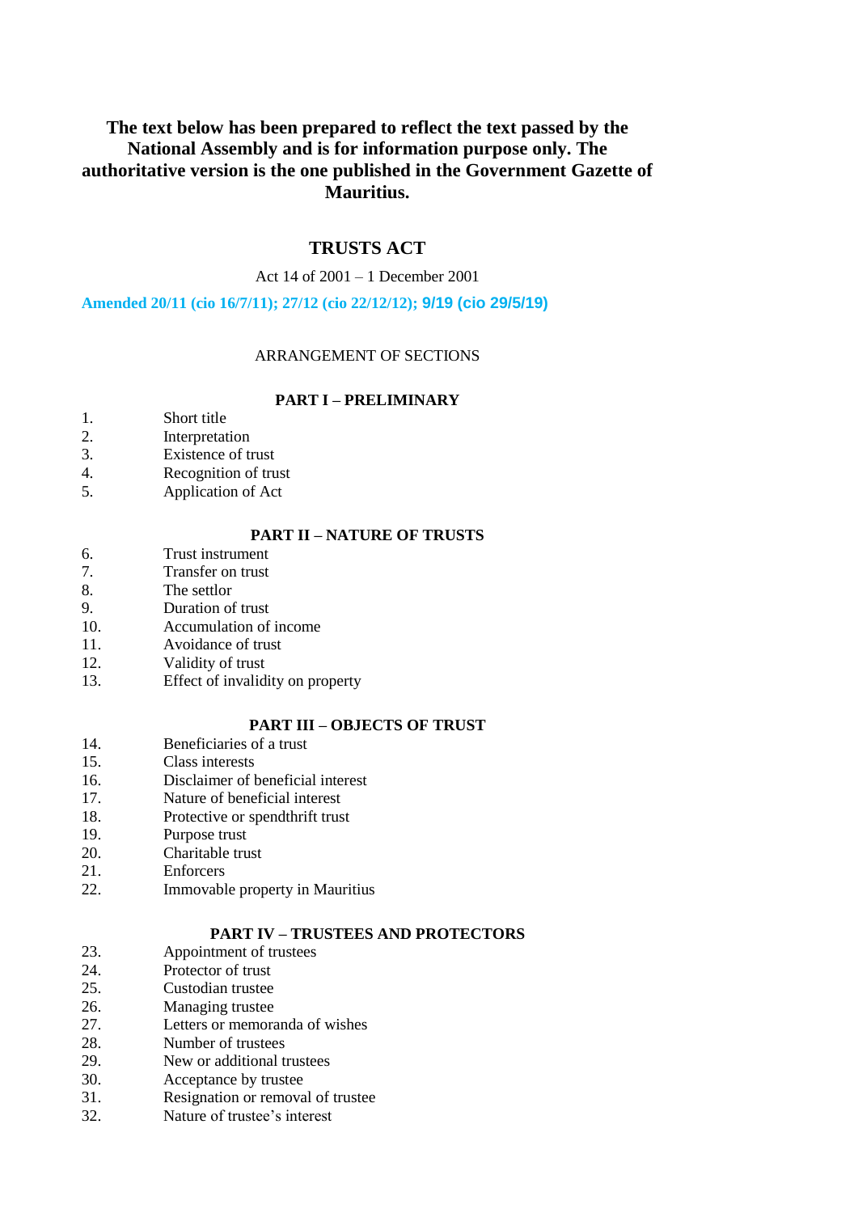**The text below has been prepared to reflect the text passed by the National Assembly and is for information purpose only. The authoritative version is the one published in the Government Gazette of Mauritius.**

# TRUSTS ACT

Act 14 of 2001 – 1 December 2001

Amended 20/11 (cio 16/7/11); 27/12 (cio 22/12/12); 9/19 (cio 29/5/19)

ARRANGEMENT OF SECTIONS

## PART I – PRELIMINARY

1. Short title
2. Interpretation
3. Existence of trust
4. Recognition of trust
5. Application of Act

## PART II – NATURE OF TRUSTS

6. Trust instrument
7. Transfer on trust
8. The settlor
9. Duration of trust
10. Accumulation of income
11. Avoidance of trust
12. Validity of trust
13. Effect of invalidity on property

## PART III – OBJECTS OF TRUST

14. Beneficiaries of a trust
15. Class interests
16. Disclaimer of beneficial interest
17. Nature of beneficial interest
18. Protective or spendthrift trust
19. Purpose trust
20. Charitable trust
21. Enforcers
22. Immovable property in Mauritius

## PART IV – TRUSTEES AND PROTECTORS

23. Appointment of trustees
24. Protector of trust
25. Custodian trustee
26. Managing trustee
27. Letters or memoranda of wishes
28. Number of trustees
29. New or additional trustees
30. Acceptance by trustee
31. Resignation or removal of trustee
32. Nature of trustee's interest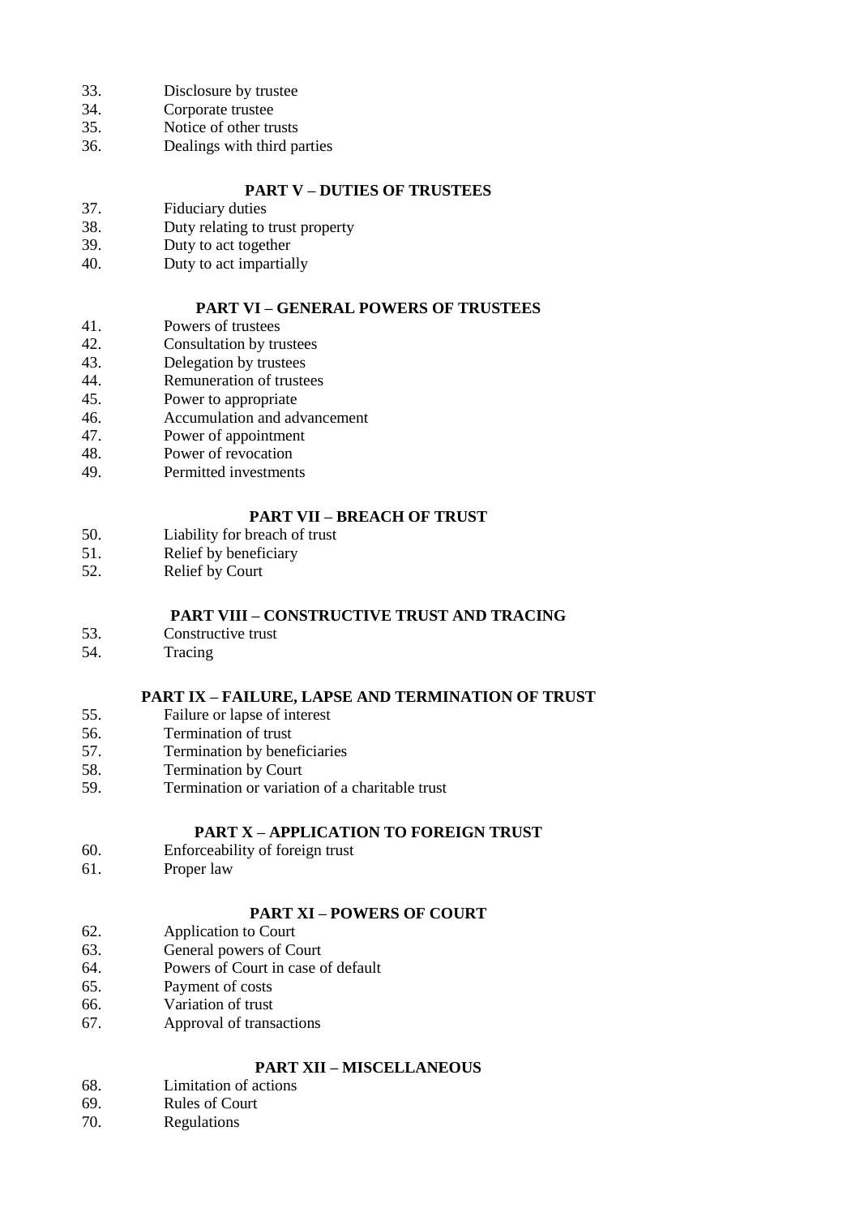33. Disclosure by trustee
34. Corporate trustee
35. Notice of other trusts
36. Dealings with third parties

**PART V – DUTIES OF TRUSTEES**

37. Fiduciary duties
38. Duty relating to trust property
39. Duty to act together
40. Duty to act impartially

**PART VI – GENERAL POWERS OF TRUSTEES**

41. Powers of trustees
42. Consultation by trustees
43. Delegation by trustees
44. Remuneration of trustees
45. Power to appropriate
46. Accumulation and advancement
47. Power of appointment
48. Power of revocation
49. Permitted investments

**PART VII – BREACH OF TRUST**

50. Liability for breach of trust
51. Relief by beneficiary
52. Relief by Court

**PART VIII – CONSTRUCTIVE TRUST AND TRACING**

53. Constructive trust
54. Tracing

**PART IX – FAILURE, LAPSE AND TERMINATION OF TRUST**

55. Failure or lapse of interest
56. Termination of trust
57. Termination by beneficiaries
58. Termination by Court
59. Termination or variation of a charitable trust

**PART X – APPLICATION TO FOREIGN TRUST**

60. Enforceability of foreign trust
61. Proper law

**PART XI – POWERS OF COURT**

62. Application to Court
63. General powers of Court
64. Powers of Court in case of default
65. Payment of costs
66. Variation of trust
67. Approval of transactions

**PART XII – MISCELLANEOUS**

68. Limitation of actions
69. Rules of Court
70. Regulations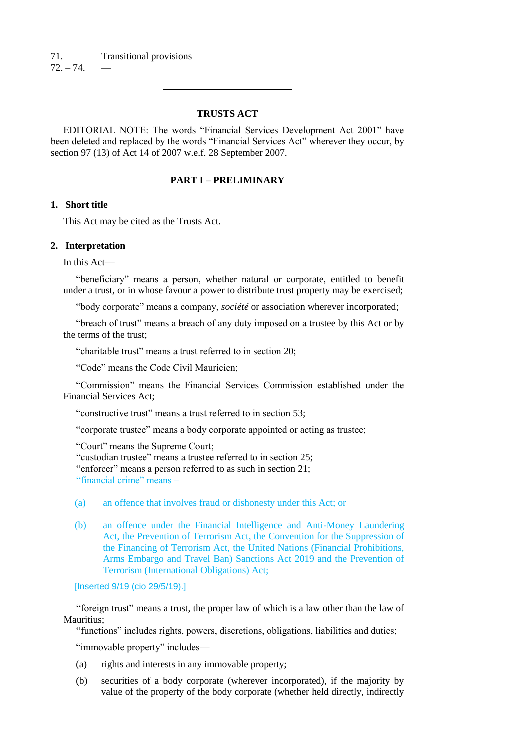71. Transitional provisions
72. – 74. —

---

## TRUSTS ACT

EDITORIAL NOTE: The words "Financial Services Development Act 2001" have been deleted and replaced by the words "Financial Services Act" wherever they occur, by section 97 (13) of Act 14 of 2007 w.e.f. 28 September 2007.

### PART I – PRELIMINARY

**1. Short title**

This Act may be cited as the Trusts Act.

**2. Interpretation**

In this Act—

"beneficiary" means a person, whether natural or corporate, entitled to benefit under a trust, or in whose favour a power to distribute trust property may be exercised;

"body corporate" means a company, *société* or association wherever incorporated;

"breach of trust" means a breach of any duty imposed on a trustee by this Act or by the terms of the trust;

"charitable trust" means a trust referred to in section 20;

"Code" means the Code Civil Mauricien;

"Commission" means the Financial Services Commission established under the Financial Services Act;

"constructive trust" means a trust referred to in section 53;

"corporate trustee" means a body corporate appointed or acting as trustee;

"Court" means the Supreme Court;

"custodian trustee" means a trustee referred to in section 25;

"enforcer" means a person referred to as such in section 21;

"financial crime" means –

(a) an offence that involves fraud or dishonesty under this Act; or

(b) an offence under the Financial Intelligence and Anti-Money Laundering Act, the Prevention of Terrorism Act, the Convention for the Suppression of the Financing of Terrorism Act, the United Nations (Financial Prohibitions, Arms Embargo and Travel Ban) Sanctions Act 2019 and the Prevention of Terrorism (International Obligations) Act;

[Inserted 9/19 (cio 29/5/19).]

"foreign trust" means a trust, the proper law of which is a law other than the law of Mauritius;

"functions" includes rights, powers, discretions, obligations, liabilities and duties;

"immovable property" includes—

(a) rights and interests in any immovable property;

(b) securities of a body corporate (wherever incorporated), if the majority by value of the property of the body corporate (whether held directly, indirectly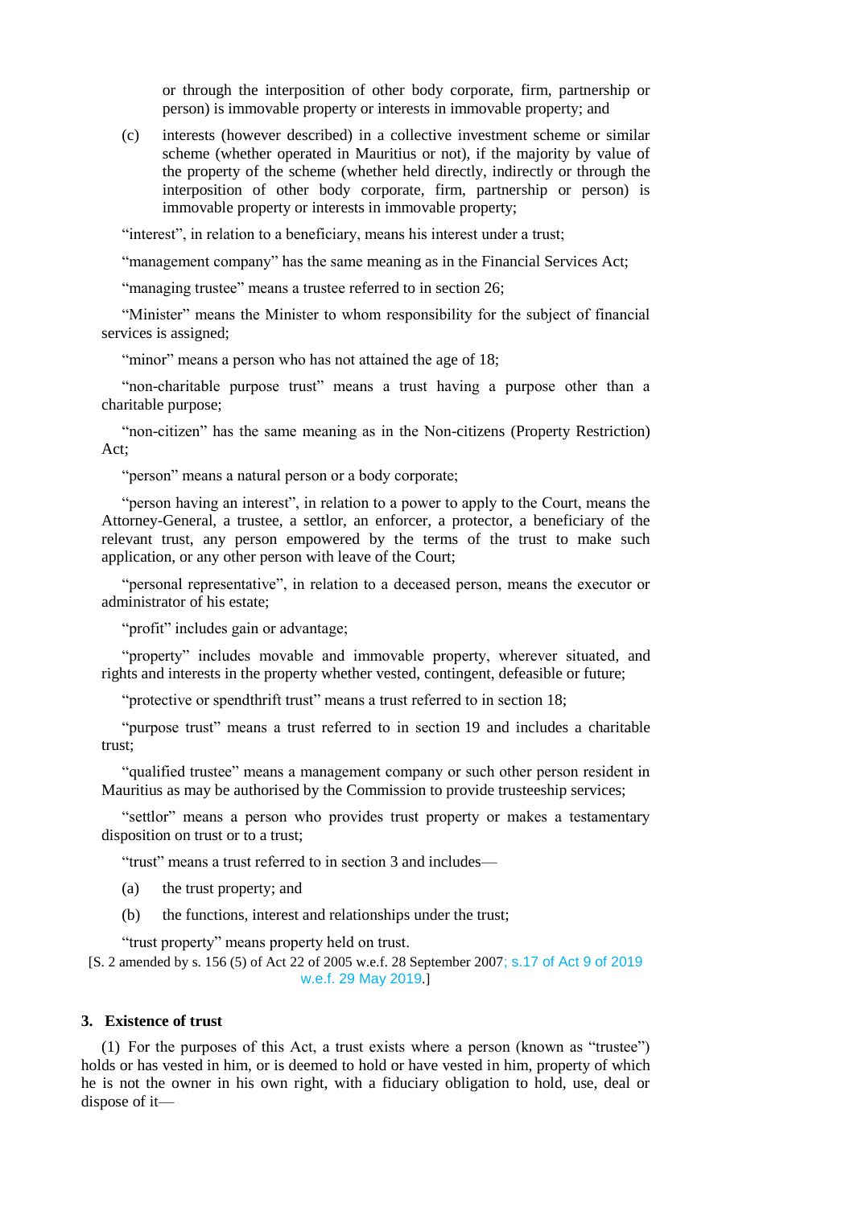or through the interposition of other body corporate, firm, partnership or person) is immovable property or interests in immovable property; and

(c) interests (however described) in a collective investment scheme or similar scheme (whether operated in Mauritius or not), if the majority by value of the property of the scheme (whether held directly, indirectly or through the interposition of other body corporate, firm, partnership or person) is immovable property or interests in immovable property;

"interest", in relation to a beneficiary, means his interest under a trust;

"management company" has the same meaning as in the Financial Services Act;

"managing trustee" means a trustee referred to in section 26;

"Minister" means the Minister to whom responsibility for the subject of financial services is assigned;

"minor" means a person who has not attained the age of 18;

"non-charitable purpose trust" means a trust having a purpose other than a charitable purpose;

"non-citizen" has the same meaning as in the Non-citizens (Property Restriction) Act;

"person" means a natural person or a body corporate;

"person having an interest", in relation to a power to apply to the Court, means the Attorney-General, a trustee, a settlor, an enforcer, a protector, a beneficiary of the relevant trust, any person empowered by the terms of the trust to make such application, or any other person with leave of the Court;

"personal representative", in relation to a deceased person, means the executor or administrator of his estate;

"profit" includes gain or advantage;

"property" includes movable and immovable property, wherever situated, and rights and interests in the property whether vested, contingent, defeasible or future;

"protective or spendthrift trust" means a trust referred to in section 18;

"purpose trust" means a trust referred to in section 19 and includes a charitable trust;

"qualified trustee" means a management company or such other person resident in Mauritius as may be authorised by the Commission to provide trusteeship services;

"settlor" means a person who provides trust property or makes a testamentary disposition on trust or to a trust;

"trust" means a trust referred to in section 3 and includes—

(a) the trust property; and

(b) the functions, interest and relationships under the trust;

"trust property" means property held on trust.

[S. 2 amended by s. 156 (5) of Act 22 of 2005 w.e.f. 28 September 2007; s.17 of Act 9 of 2019 w.e.f. 29 May 2019.]

### 3. Existence of trust

(1) For the purposes of this Act, a trust exists where a person (known as "trustee") holds or has vested in him, or is deemed to hold or have vested in him, property of which he is not the owner in his own right, with a fiduciary obligation to hold, use, deal or dispose of it—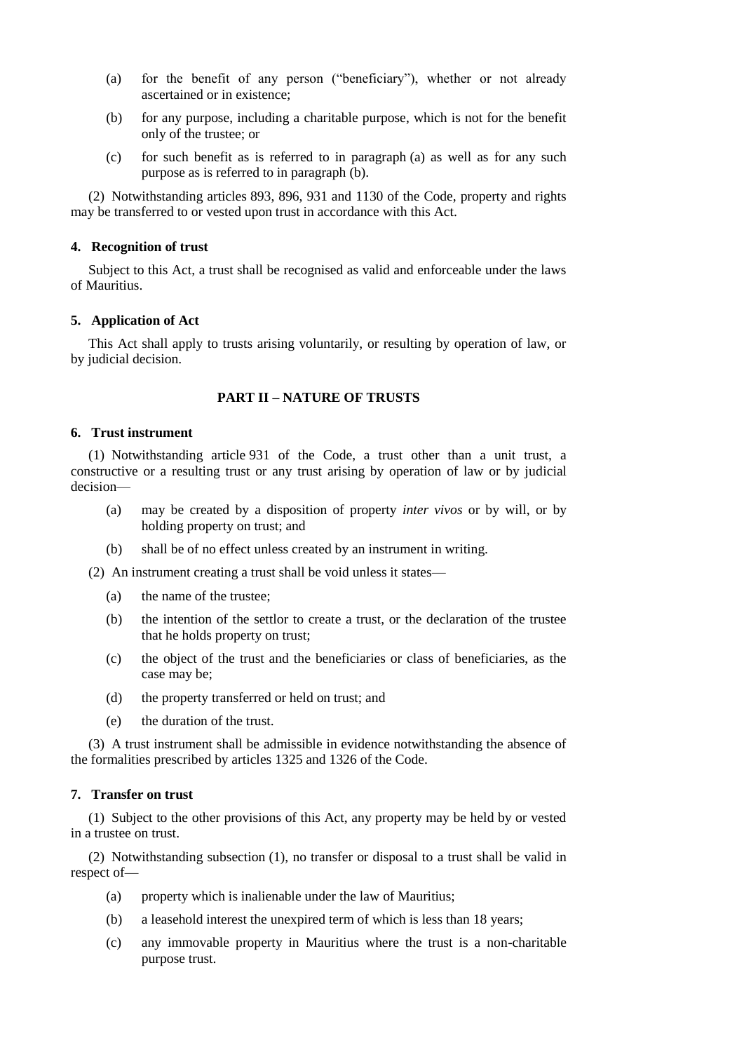(a) for the benefit of any person ("beneficiary"), whether or not already ascertained or in existence;

(b) for any purpose, including a charitable purpose, which is not for the benefit only of the trustee; or

(c) for such benefit as is referred to in paragraph (a) as well as for any such purpose as is referred to in paragraph (b).

(2) Notwithstanding articles 893, 896, 931 and 1130 of the Code, property and rights may be transferred to or vested upon trust in accordance with this Act.

**4. Recognition of trust**

Subject to this Act, a trust shall be recognised as valid and enforceable under the laws of Mauritius.

**5. Application of Act**

This Act shall apply to trusts arising voluntarily, or resulting by operation of law, or by judicial decision.

## PART II – NATURE OF TRUSTS

**6. Trust instrument**

(1) Notwithstanding article 931 of the Code, a trust other than a unit trust, a constructive or a resulting trust or any trust arising by operation of law or by judicial decision—

(a) may be created by a disposition of property *inter vivos* or by will, or by holding property on trust; and

(b) shall be of no effect unless created by an instrument in writing.

(2) An instrument creating a trust shall be void unless it states—

(a) the name of the trustee;

(b) the intention of the settlor to create a trust, or the declaration of the trustee that he holds property on trust;

(c) the object of the trust and the beneficiaries or class of beneficiaries, as the case may be;

(d) the property transferred or held on trust; and

(e) the duration of the trust.

(3) A trust instrument shall be admissible in evidence notwithstanding the absence of the formalities prescribed by articles 1325 and 1326 of the Code.

**7. Transfer on trust**

(1) Subject to the other provisions of this Act, any property may be held by or vested in a trustee on trust.

(2) Notwithstanding subsection (1), no transfer or disposal to a trust shall be valid in respect of—

(a) property which is inalienable under the law of Mauritius;

(b) a leasehold interest the unexpired term of which is less than 18 years;

(c) any immovable property in Mauritius where the trust is a non-charitable purpose trust.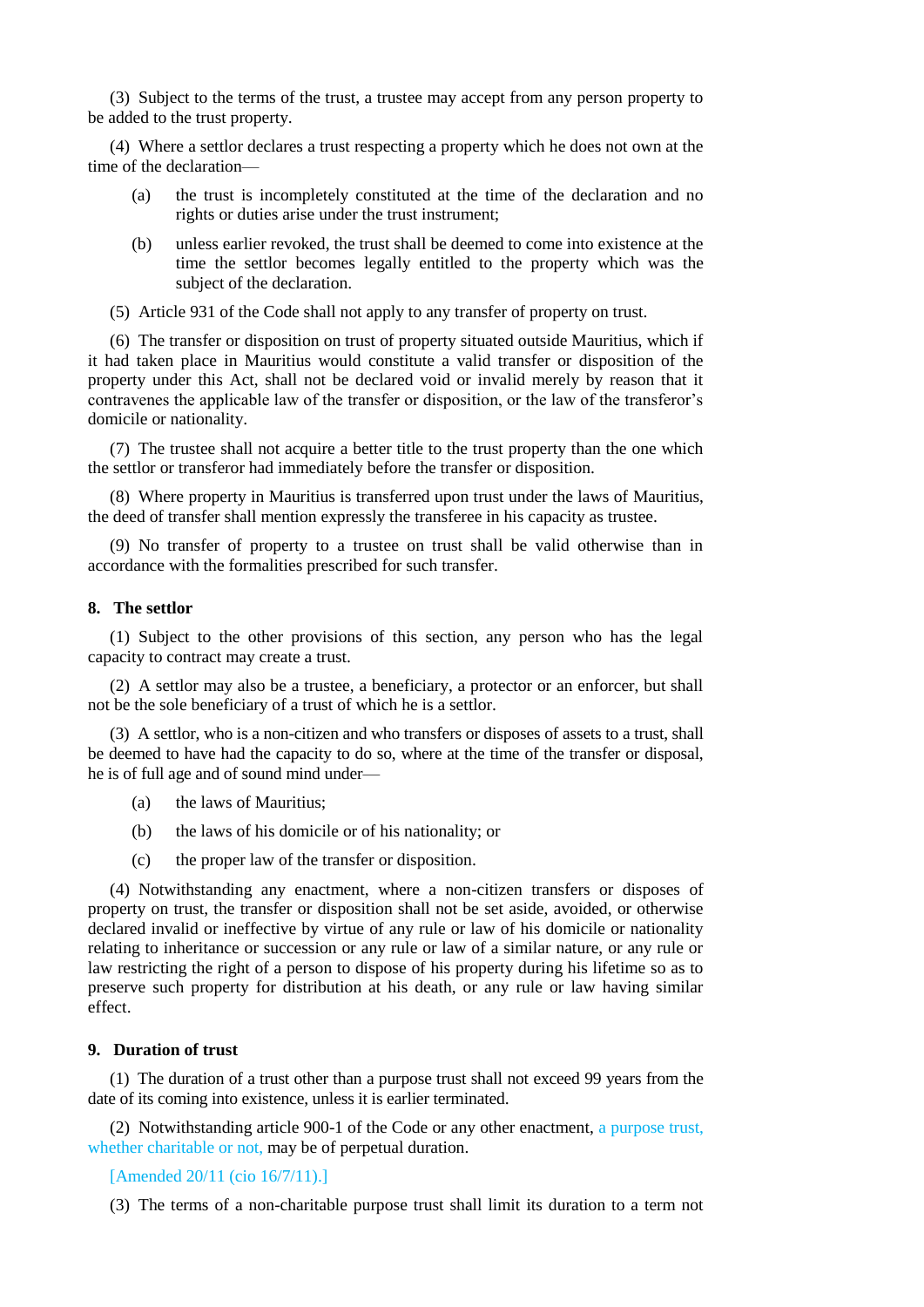(3) Subject to the terms of the trust, a trustee may accept from any person property to be added to the trust property.

(4) Where a settlor declares a trust respecting a property which he does not own at the time of the declaration—

- (a) the trust is incompletely constituted at the time of the declaration and no rights or duties arise under the trust instrument;
- (b) unless earlier revoked, the trust shall be deemed to come into existence at the time the settlor becomes legally entitled to the property which was the subject of the declaration.

(5) Article 931 of the Code shall not apply to any transfer of property on trust.

(6) The transfer or disposition on trust of property situated outside Mauritius, which if it had taken place in Mauritius would constitute a valid transfer or disposition of the property under this Act, shall not be declared void or invalid merely by reason that it contravenes the applicable law of the transfer or disposition, or the law of the transferor's domicile or nationality.

(7) The trustee shall not acquire a better title to the trust property than the one which the settlor or transferor had immediately before the transfer or disposition.

(8) Where property in Mauritius is transferred upon trust under the laws of Mauritius, the deed of transfer shall mention expressly the transferee in his capacity as trustee.

(9) No transfer of property to a trustee on trust shall be valid otherwise than in accordance with the formalities prescribed for such transfer.

### 8. The settlor

(1) Subject to the other provisions of this section, any person who has the legal capacity to contract may create a trust.

(2) A settlor may also be a trustee, a beneficiary, a protector or an enforcer, but shall not be the sole beneficiary of a trust of which he is a settlor.

(3) A settlor, who is a non-citizen and who transfers or disposes of assets to a trust, shall be deemed to have had the capacity to do so, where at the time of the transfer or disposal, he is of full age and of sound mind under—

- (a) the laws of Mauritius;
- (b) the laws of his domicile or of his nationality; or
- (c) the proper law of the transfer or disposition.

(4) Notwithstanding any enactment, where a non-citizen transfers or disposes of property on trust, the transfer or disposition shall not be set aside, avoided, or otherwise declared invalid or ineffective by virtue of any rule or law of his domicile or nationality relating to inheritance or succession or any rule or law of a similar nature, or any rule or law restricting the right of a person to dispose of his property during his lifetime so as to preserve such property for distribution at his death, or any rule or law having similar effect.

### 9. Duration of trust

(1) The duration of a trust other than a purpose trust shall not exceed 99 years from the date of its coming into existence, unless it is earlier terminated.

(2) Notwithstanding article 900-1 of the Code or any other enactment, a purpose trust, whether charitable or not, may be of perpetual duration.

[Amended 20/11 (cio 16/7/11).]

(3) The terms of a non-charitable purpose trust shall limit its duration to a term not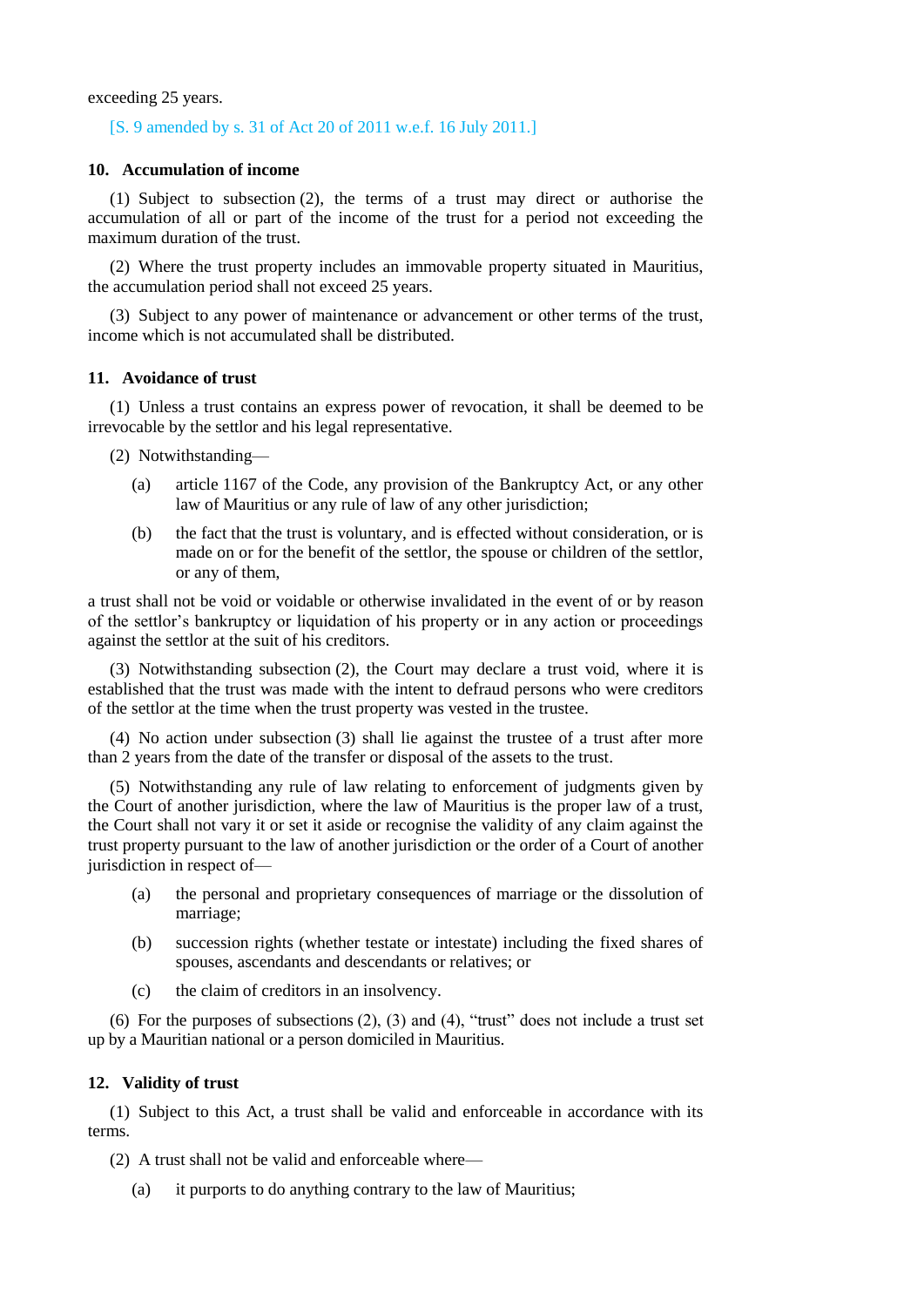exceeding 25 years.

[S. 9 amended by s. 31 of Act 20 of 2011 w.e.f. 16 July 2011.]

**10. Accumulation of income**

(1) Subject to subsection (2), the terms of a trust may direct or authorise the accumulation of all or part of the income of the trust for a period not exceeding the maximum duration of the trust.

(2) Where the trust property includes an immovable property situated in Mauritius, the accumulation period shall not exceed 25 years.

(3) Subject to any power of maintenance or advancement or other terms of the trust, income which is not accumulated shall be distributed.

**11. Avoidance of trust**

(1) Unless a trust contains an express power of revocation, it shall be deemed to be irrevocable by the settlor and his legal representative.

(2) Notwithstanding—

(a) article 1167 of the Code, any provision of the Bankruptcy Act, or any other law of Mauritius or any rule of law of any other jurisdiction;

(b) the fact that the trust is voluntary, and is effected without consideration, or is made on or for the benefit of the settlor, the spouse or children of the settlor, or any of them,

a trust shall not be void or voidable or otherwise invalidated in the event of or by reason of the settlor's bankruptcy or liquidation of his property or in any action or proceedings against the settlor at the suit of his creditors.

(3) Notwithstanding subsection (2), the Court may declare a trust void, where it is established that the trust was made with the intent to defraud persons who were creditors of the settlor at the time when the trust property was vested in the trustee.

(4) No action under subsection (3) shall lie against the trustee of a trust after more than 2 years from the date of the transfer or disposal of the assets to the trust.

(5) Notwithstanding any rule of law relating to enforcement of judgments given by the Court of another jurisdiction, where the law of Mauritius is the proper law of a trust, the Court shall not vary it or set it aside or recognise the validity of any claim against the trust property pursuant to the law of another jurisdiction or the order of a Court of another jurisdiction in respect of—

(a) the personal and proprietary consequences of marriage or the dissolution of marriage;

(b) succession rights (whether testate or intestate) including the fixed shares of spouses, ascendants and descendants or relatives; or

(c) the claim of creditors in an insolvency.

(6) For the purposes of subsections (2), (3) and (4), "trust" does not include a trust set up by a Mauritian national or a person domiciled in Mauritius.

**12. Validity of trust**

(1) Subject to this Act, a trust shall be valid and enforceable in accordance with its terms.

(2) A trust shall not be valid and enforceable where—

(a) it purports to do anything contrary to the law of Mauritius;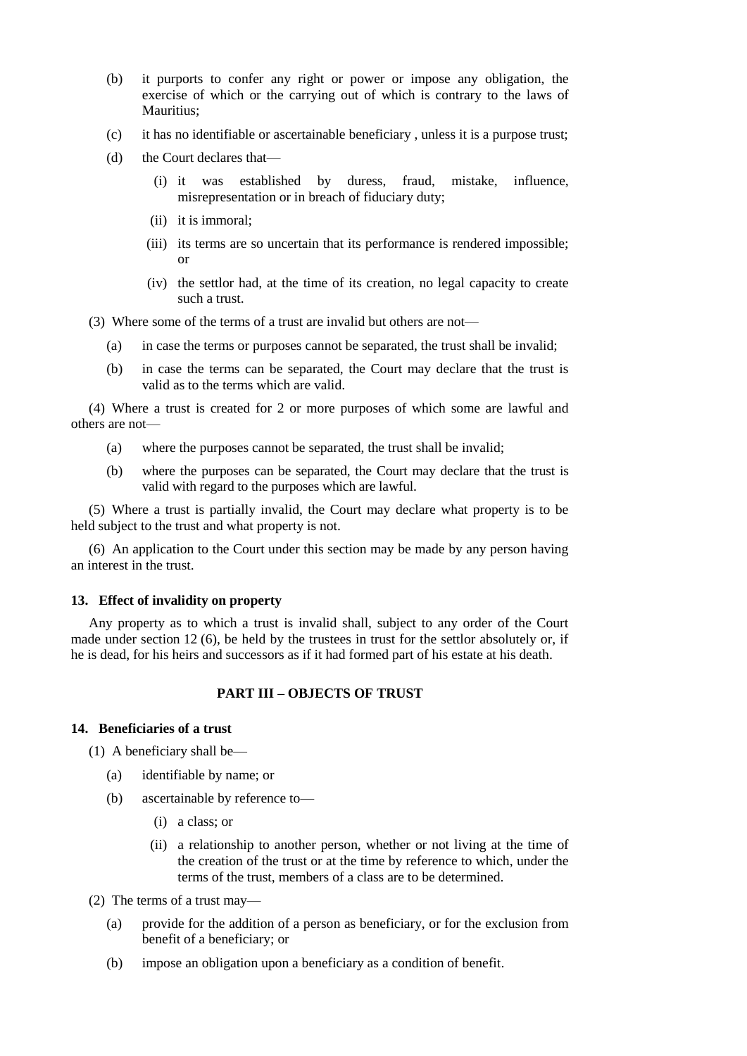(b) it purports to confer any right or power or impose any obligation, the exercise of which or the carrying out of which is contrary to the laws of Mauritius;

(c) it has no identifiable or ascertainable beneficiary , unless it is a purpose trust;

(d) the Court declares that—

(i) it was established by duress, fraud, mistake, influence, misrepresentation or in breach of fiduciary duty;

(ii) it is immoral;

(iii) its terms are so uncertain that its performance is rendered impossible; or

(iv) the settlor had, at the time of its creation, no legal capacity to create such a trust.

(3) Where some of the terms of a trust are invalid but others are not—

(a) in case the terms or purposes cannot be separated, the trust shall be invalid;

(b) in case the terms can be separated, the Court may declare that the trust is valid as to the terms which are valid.

(4) Where a trust is created for 2 or more purposes of which some are lawful and others are not—

(a) where the purposes cannot be separated, the trust shall be invalid;

(b) where the purposes can be separated, the Court may declare that the trust is valid with regard to the purposes which are lawful.

(5) Where a trust is partially invalid, the Court may declare what property is to be held subject to the trust and what property is not.

(6) An application to the Court under this section may be made by any person having an interest in the trust.

### 13. Effect of invalidity on property

Any property as to which a trust is invalid shall, subject to any order of the Court made under section 12 (6), be held by the trustees in trust for the settlor absolutely or, if he is dead, for his heirs and successors as if it had formed part of his estate at his death.

## PART III – OBJECTS OF TRUST

### 14. Beneficiaries of a trust

(1) A beneficiary shall be—

(a) identifiable by name; or

(b) ascertainable by reference to—

(i) a class; or

(ii) a relationship to another person, whether or not living at the time of the creation of the trust or at the time by reference to which, under the terms of the trust, members of a class are to be determined.

(2) The terms of a trust may—

(a) provide for the addition of a person as beneficiary, or for the exclusion from benefit of a beneficiary; or

(b) impose an obligation upon a beneficiary as a condition of benefit.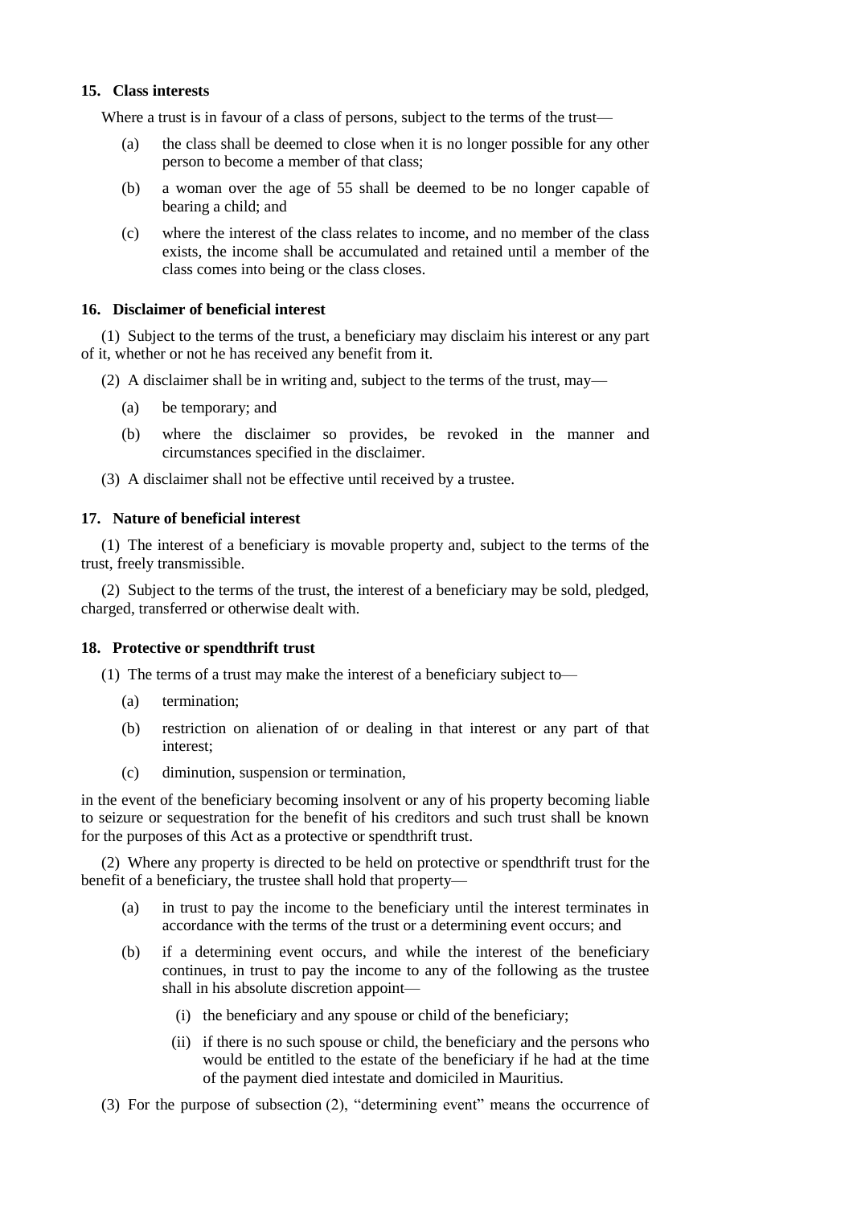**15. Class interests**

Where a trust is in favour of a class of persons, subject to the terms of the trust—

(a) the class shall be deemed to close when it is no longer possible for any other person to become a member of that class;

(b) a woman over the age of 55 shall be deemed to be no longer capable of bearing a child; and

(c) where the interest of the class relates to income, and no member of the class exists, the income shall be accumulated and retained until a member of the class comes into being or the class closes.

**16. Disclaimer of beneficial interest**

(1) Subject to the terms of the trust, a beneficiary may disclaim his interest or any part of it, whether or not he has received any benefit from it.

(2) A disclaimer shall be in writing and, subject to the terms of the trust, may—

(a) be temporary; and

(b) where the disclaimer so provides, be revoked in the manner and circumstances specified in the disclaimer.

(3) A disclaimer shall not be effective until received by a trustee.

**17. Nature of beneficial interest**

(1) The interest of a beneficiary is movable property and, subject to the terms of the trust, freely transmissible.

(2) Subject to the terms of the trust, the interest of a beneficiary may be sold, pledged, charged, transferred or otherwise dealt with.

**18. Protective or spendthrift trust**

(1) The terms of a trust may make the interest of a beneficiary subject to—

(a) termination;

(b) restriction on alienation of or dealing in that interest or any part of that interest;

(c) diminution, suspension or termination,

in the event of the beneficiary becoming insolvent or any of his property becoming liable to seizure or sequestration for the benefit of his creditors and such trust shall be known for the purposes of this Act as a protective or spendthrift trust.

(2) Where any property is directed to be held on protective or spendthrift trust for the benefit of a beneficiary, the trustee shall hold that property—

(a) in trust to pay the income to the beneficiary until the interest terminates in accordance with the terms of the trust or a determining event occurs; and

(b) if a determining event occurs, and while the interest of the beneficiary continues, in trust to pay the income to any of the following as the trustee shall in his absolute discretion appoint—

(i) the beneficiary and any spouse or child of the beneficiary;

(ii) if there is no such spouse or child, the beneficiary and the persons who would be entitled to the estate of the beneficiary if he had at the time of the payment died intestate and domiciled in Mauritius.

(3) For the purpose of subsection (2), "determining event" means the occurrence of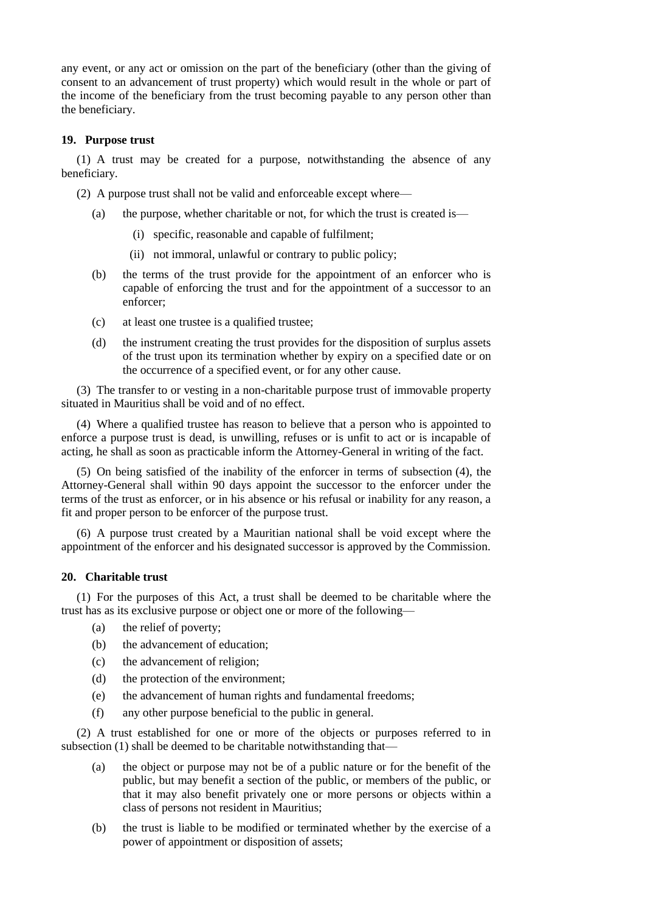any event, or any act or omission on the part of the beneficiary (other than the giving of consent to an advancement of trust property) which would result in the whole or part of the income of the beneficiary from the trust becoming payable to any person other than the beneficiary.

**19. Purpose trust**

(1) A trust may be created for a purpose, notwithstanding the absence of any beneficiary.

(2) A purpose trust shall not be valid and enforceable except where—

- (a) the purpose, whether charitable or not, for which the trust is created is—
  - (i) specific, reasonable and capable of fulfilment;
  - (ii) not immoral, unlawful or contrary to public policy;
- (b) the terms of the trust provide for the appointment of an enforcer who is capable of enforcing the trust and for the appointment of a successor to an enforcer;
- (c) at least one trustee is a qualified trustee;
- (d) the instrument creating the trust provides for the disposition of surplus assets of the trust upon its termination whether by expiry on a specified date or on the occurrence of a specified event, or for any other cause.

(3) The transfer to or vesting in a non-charitable purpose trust of immovable property situated in Mauritius shall be void and of no effect.

(4) Where a qualified trustee has reason to believe that a person who is appointed to enforce a purpose trust is dead, is unwilling, refuses or is unfit to act or is incapable of acting, he shall as soon as practicable inform the Attorney-General in writing of the fact.

(5) On being satisfied of the inability of the enforcer in terms of subsection (4), the Attorney-General shall within 90 days appoint the successor to the enforcer under the terms of the trust as enforcer, or in his absence or his refusal or inability for any reason, a fit and proper person to be enforcer of the purpose trust.

(6) A purpose trust created by a Mauritian national shall be void except where the appointment of the enforcer and his designated successor is approved by the Commission.

**20. Charitable trust**

(1) For the purposes of this Act, a trust shall be deemed to be charitable where the trust has as its exclusive purpose or object one or more of the following—

- (a) the relief of poverty;
- (b) the advancement of education;
- (c) the advancement of religion;
- (d) the protection of the environment;
- (e) the advancement of human rights and fundamental freedoms;
- (f) any other purpose beneficial to the public in general.

(2) A trust established for one or more of the objects or purposes referred to in subsection (1) shall be deemed to be charitable notwithstanding that—

- (a) the object or purpose may not be of a public nature or for the benefit of the public, but may benefit a section of the public, or members of the public, or that it may also benefit privately one or more persons or objects within a class of persons not resident in Mauritius;
- (b) the trust is liable to be modified or terminated whether by the exercise of a power of appointment or disposition of assets;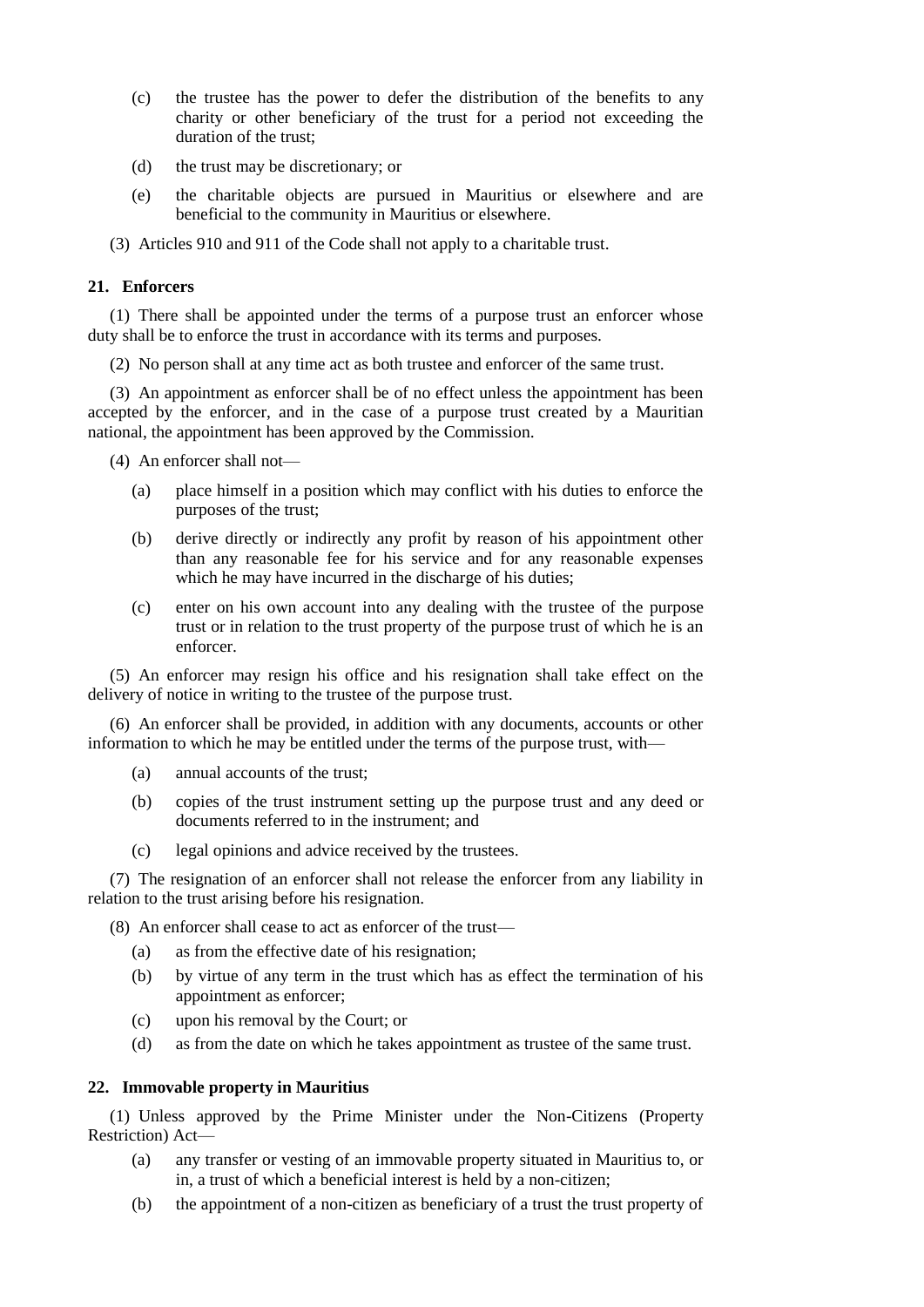(c) the trustee has the power to defer the distribution of the benefits to any charity or other beneficiary of the trust for a period not exceeding the duration of the trust;

(d) the trust may be discretionary; or

(e) the charitable objects are pursued in Mauritius or elsewhere and are beneficial to the community in Mauritius or elsewhere.

(3) Articles 910 and 911 of the Code shall not apply to a charitable trust.

### 21. Enforcers

(1) There shall be appointed under the terms of a purpose trust an enforcer whose duty shall be to enforce the trust in accordance with its terms and purposes.

(2) No person shall at any time act as both trustee and enforcer of the same trust.

(3) An appointment as enforcer shall be of no effect unless the appointment has been accepted by the enforcer, and in the case of a purpose trust created by a Mauritian national, the appointment has been approved by the Commission.

(4) An enforcer shall not—

(a) place himself in a position which may conflict with his duties to enforce the purposes of the trust;

(b) derive directly or indirectly any profit by reason of his appointment other than any reasonable fee for his service and for any reasonable expenses which he may have incurred in the discharge of his duties;

(c) enter on his own account into any dealing with the trustee of the purpose trust or in relation to the trust property of the purpose trust of which he is an enforcer.

(5) An enforcer may resign his office and his resignation shall take effect on the delivery of notice in writing to the trustee of the purpose trust.

(6) An enforcer shall be provided, in addition with any documents, accounts or other information to which he may be entitled under the terms of the purpose trust, with—

(a) annual accounts of the trust;

(b) copies of the trust instrument setting up the purpose trust and any deed or documents referred to in the instrument; and

(c) legal opinions and advice received by the trustees.

(7) The resignation of an enforcer shall not release the enforcer from any liability in relation to the trust arising before his resignation.

(8) An enforcer shall cease to act as enforcer of the trust—

(a) as from the effective date of his resignation;

(b) by virtue of any term in the trust which has as effect the termination of his appointment as enforcer;

(c) upon his removal by the Court; or

(d) as from the date on which he takes appointment as trustee of the same trust.

### 22. Immovable property in Mauritius

(1) Unless approved by the Prime Minister under the Non-Citizens (Property Restriction) Act—

(a) any transfer or vesting of an immovable property situated in Mauritius to, or in, a trust of which a beneficial interest is held by a non-citizen;

(b) the appointment of a non-citizen as beneficiary of a trust the trust property of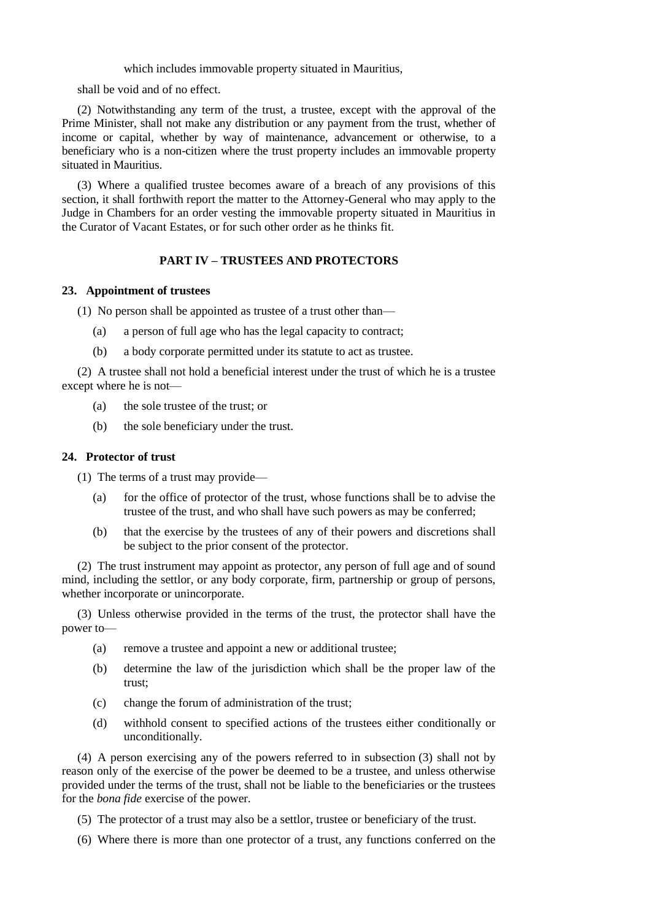which includes immovable property situated in Mauritius,

shall be void and of no effect.

(2) Notwithstanding any term of the trust, a trustee, except with the approval of the Prime Minister, shall not make any distribution or any payment from the trust, whether of income or capital, whether by way of maintenance, advancement or otherwise, to a beneficiary who is a non-citizen where the trust property includes an immovable property situated in Mauritius.

(3) Where a qualified trustee becomes aware of a breach of any provisions of this section, it shall forthwith report the matter to the Attorney-General who may apply to the Judge in Chambers for an order vesting the immovable property situated in Mauritius in the Curator of Vacant Estates, or for such other order as he thinks fit.

## PART IV – TRUSTEES AND PROTECTORS

### 23. Appointment of trustees

(1) No person shall be appointed as trustee of a trust other than—

(a) a person of full age who has the legal capacity to contract;

(b) a body corporate permitted under its statute to act as trustee.

(2) A trustee shall not hold a beneficial interest under the trust of which he is a trustee except where he is not—

(a) the sole trustee of the trust; or

(b) the sole beneficiary under the trust.

### 24. Protector of trust

(1) The terms of a trust may provide—

(a) for the office of protector of the trust, whose functions shall be to advise the trustee of the trust, and who shall have such powers as may be conferred;

(b) that the exercise by the trustees of any of their powers and discretions shall be subject to the prior consent of the protector.

(2) The trust instrument may appoint as protector, any person of full age and of sound mind, including the settlor, or any body corporate, firm, partnership or group of persons, whether incorporate or unincorporate.

(3) Unless otherwise provided in the terms of the trust, the protector shall have the power to—

(a) remove a trustee and appoint a new or additional trustee;

(b) determine the law of the jurisdiction which shall be the proper law of the trust;

(c) change the forum of administration of the trust;

(d) withhold consent to specified actions of the trustees either conditionally or unconditionally.

(4) A person exercising any of the powers referred to in subsection (3) shall not by reason only of the exercise of the power be deemed to be a trustee, and unless otherwise provided under the terms of the trust, shall not be liable to the beneficiaries or the trustees for the *bona fide* exercise of the power.

(5) The protector of a trust may also be a settlor, trustee or beneficiary of the trust.

(6) Where there is more than one protector of a trust, any functions conferred on the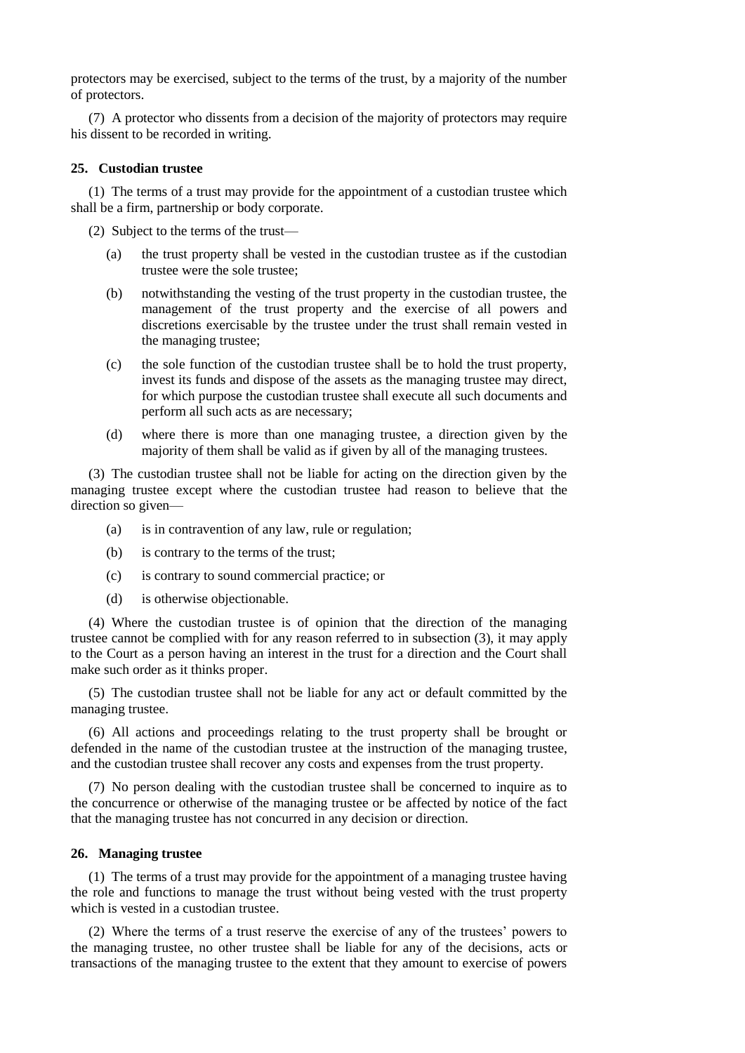protectors may be exercised, subject to the terms of the trust, by a majority of the number of protectors.

(7) A protector who dissents from a decision of the majority of protectors may require his dissent to be recorded in writing.

### 25. Custodian trustee

(1) The terms of a trust may provide for the appointment of a custodian trustee which shall be a firm, partnership or body corporate.

(2) Subject to the terms of the trust—

- (a) the trust property shall be vested in the custodian trustee as if the custodian trustee were the sole trustee;
- (b) notwithstanding the vesting of the trust property in the custodian trustee, the management of the trust property and the exercise of all powers and discretions exercisable by the trustee under the trust shall remain vested in the managing trustee;
- (c) the sole function of the custodian trustee shall be to hold the trust property, invest its funds and dispose of the assets as the managing trustee may direct, for which purpose the custodian trustee shall execute all such documents and perform all such acts as are necessary;
- (d) where there is more than one managing trustee, a direction given by the majority of them shall be valid as if given by all of the managing trustees.

(3) The custodian trustee shall not be liable for acting on the direction given by the managing trustee except where the custodian trustee had reason to believe that the direction so given—

- (a) is in contravention of any law, rule or regulation;
- (b) is contrary to the terms of the trust;
- (c) is contrary to sound commercial practice; or
- (d) is otherwise objectionable.

(4) Where the custodian trustee is of opinion that the direction of the managing trustee cannot be complied with for any reason referred to in subsection (3), it may apply to the Court as a person having an interest in the trust for a direction and the Court shall make such order as it thinks proper.

(5) The custodian trustee shall not be liable for any act or default committed by the managing trustee.

(6) All actions and proceedings relating to the trust property shall be brought or defended in the name of the custodian trustee at the instruction of the managing trustee, and the custodian trustee shall recover any costs and expenses from the trust property.

(7) No person dealing with the custodian trustee shall be concerned to inquire as to the concurrence or otherwise of the managing trustee or be affected by notice of the fact that the managing trustee has not concurred in any decision or direction.

### 26. Managing trustee

(1) The terms of a trust may provide for the appointment of a managing trustee having the role and functions to manage the trust without being vested with the trust property which is vested in a custodian trustee.

(2) Where the terms of a trust reserve the exercise of any of the trustees' powers to the managing trustee, no other trustee shall be liable for any of the decisions, acts or transactions of the managing trustee to the extent that they amount to exercise of powers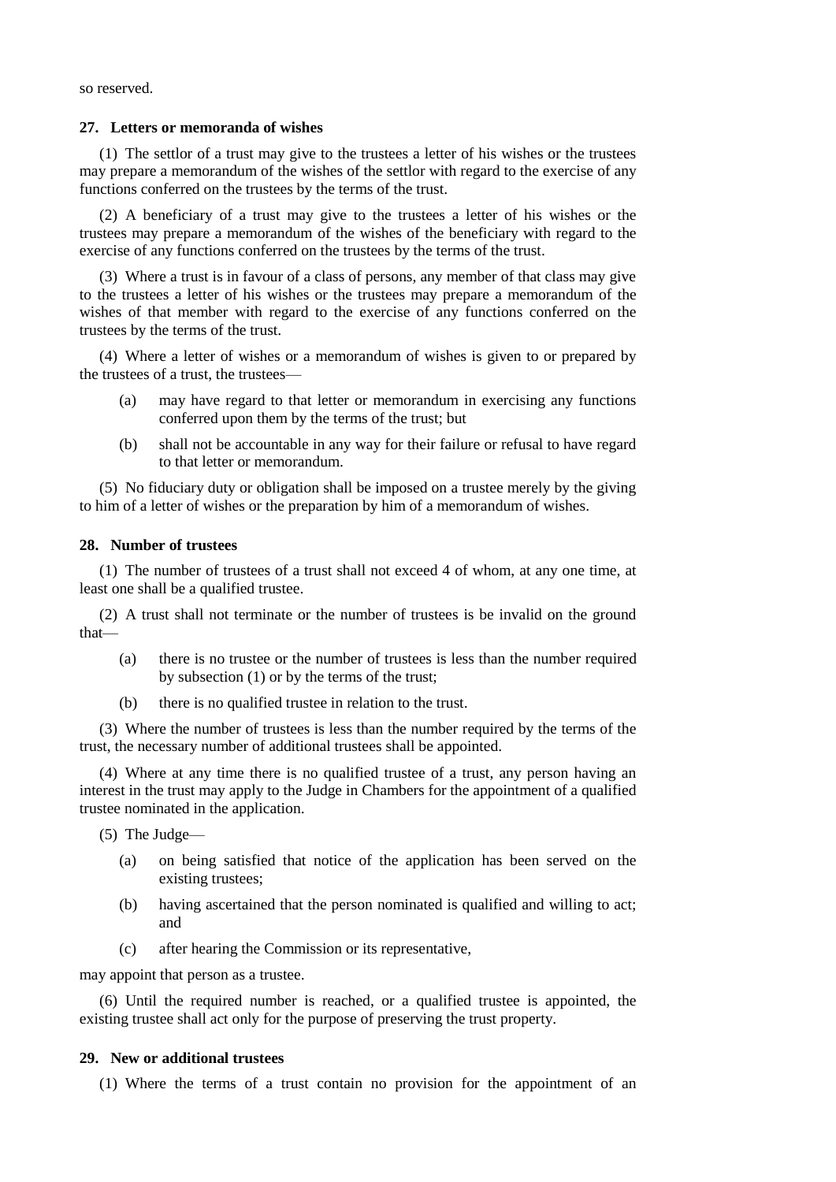so reserved.

### 27. Letters or memoranda of wishes

(1) The settlor of a trust may give to the trustees a letter of his wishes or the trustees may prepare a memorandum of the wishes of the settlor with regard to the exercise of any functions conferred on the trustees by the terms of the trust.

(2) A beneficiary of a trust may give to the trustees a letter of his wishes or the trustees may prepare a memorandum of the wishes of the beneficiary with regard to the exercise of any functions conferred on the trustees by the terms of the trust.

(3) Where a trust is in favour of a class of persons, any member of that class may give to the trustees a letter of his wishes or the trustees may prepare a memorandum of the wishes of that member with regard to the exercise of any functions conferred on the trustees by the terms of the trust.

(4) Where a letter of wishes or a memorandum of wishes is given to or prepared by the trustees of a trust, the trustees—

- (a) may have regard to that letter or memorandum in exercising any functions conferred upon them by the terms of the trust; but
- (b) shall not be accountable in any way for their failure or refusal to have regard to that letter or memorandum.

(5) No fiduciary duty or obligation shall be imposed on a trustee merely by the giving to him of a letter of wishes or the preparation by him of a memorandum of wishes.

### 28. Number of trustees

(1) The number of trustees of a trust shall not exceed 4 of whom, at any one time, at least one shall be a qualified trustee.

(2) A trust shall not terminate or the number of trustees is be invalid on the ground that—

- (a) there is no trustee or the number of trustees is less than the number required by subsection (1) or by the terms of the trust;
- (b) there is no qualified trustee in relation to the trust.

(3) Where the number of trustees is less than the number required by the terms of the trust, the necessary number of additional trustees shall be appointed.

(4) Where at any time there is no qualified trustee of a trust, any person having an interest in the trust may apply to the Judge in Chambers for the appointment of a qualified trustee nominated in the application.

(5) The Judge—

- (a) on being satisfied that notice of the application has been served on the existing trustees;
- (b) having ascertained that the person nominated is qualified and willing to act; and
- (c) after hearing the Commission or its representative,

may appoint that person as a trustee.

(6) Until the required number is reached, or a qualified trustee is appointed, the existing trustee shall act only for the purpose of preserving the trust property.

### 29. New or additional trustees

(1) Where the terms of a trust contain no provision for the appointment of an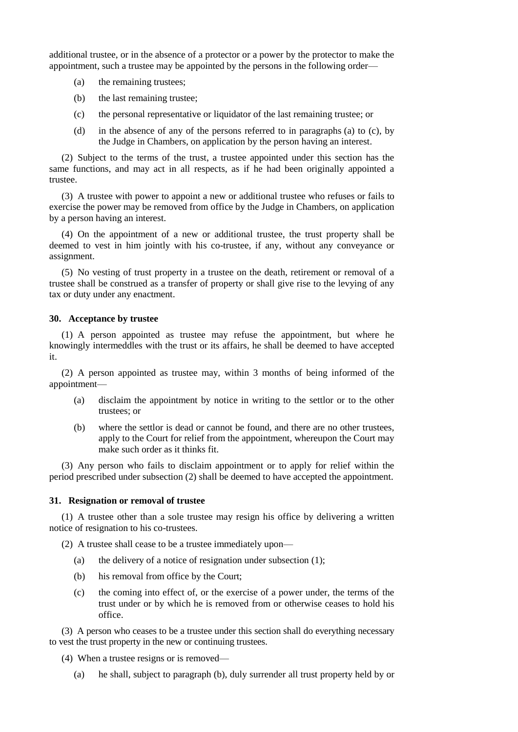additional trustee, or in the absence of a protector or a power by the protector to make the appointment, such a trustee may be appointed by the persons in the following order—

(a) the remaining trustees;

(b) the last remaining trustee;

(c) the personal representative or liquidator of the last remaining trustee; or

(d) in the absence of any of the persons referred to in paragraphs (a) to (c), by the Judge in Chambers, on application by the person having an interest.

(2) Subject to the terms of the trust, a trustee appointed under this section has the same functions, and may act in all respects, as if he had been originally appointed a trustee.

(3) A trustee with power to appoint a new or additional trustee who refuses or fails to exercise the power may be removed from office by the Judge in Chambers, on application by a person having an interest.

(4) On the appointment of a new or additional trustee, the trust property shall be deemed to vest in him jointly with his co-trustee, if any, without any conveyance or assignment.

(5) No vesting of trust property in a trustee on the death, retirement or removal of a trustee shall be construed as a transfer of property or shall give rise to the levying of any tax or duty under any enactment.

### 30. Acceptance by trustee

(1) A person appointed as trustee may refuse the appointment, but where he knowingly intermeddles with the trust or its affairs, he shall be deemed to have accepted it.

(2) A person appointed as trustee may, within 3 months of being informed of the appointment—

(a) disclaim the appointment by notice in writing to the settlor or to the other trustees; or

(b) where the settlor is dead or cannot be found, and there are no other trustees, apply to the Court for relief from the appointment, whereupon the Court may make such order as it thinks fit.

(3) Any person who fails to disclaim appointment or to apply for relief within the period prescribed under subsection (2) shall be deemed to have accepted the appointment.

### 31. Resignation or removal of trustee

(1) A trustee other than a sole trustee may resign his office by delivering a written notice of resignation to his co-trustees.

(2) A trustee shall cease to be a trustee immediately upon—

(a) the delivery of a notice of resignation under subsection (1);

(b) his removal from office by the Court;

(c) the coming into effect of, or the exercise of a power under, the terms of the trust under or by which he is removed from or otherwise ceases to hold his office.

(3) A person who ceases to be a trustee under this section shall do everything necessary to vest the trust property in the new or continuing trustees.

(4) When a trustee resigns or is removed—

(a) he shall, subject to paragraph (b), duly surrender all trust property held by or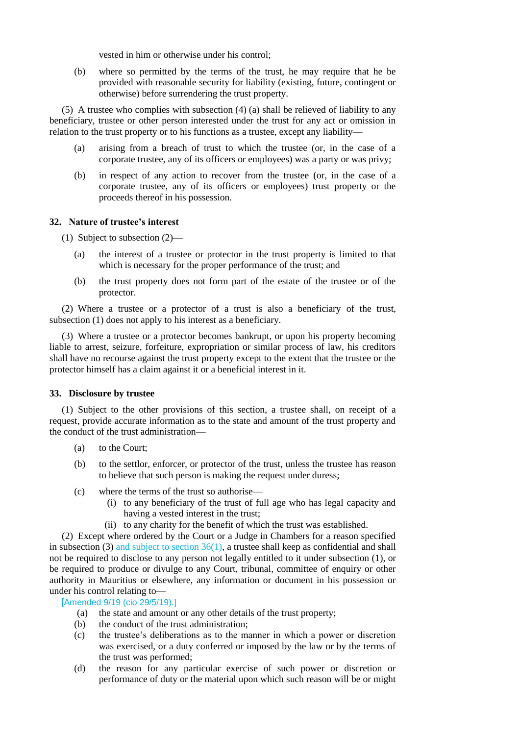vested in him or otherwise under his control;

(b) where so permitted by the terms of the trust, he may require that he be provided with reasonable security for liability (existing, future, contingent or otherwise) before surrendering the trust property.

(5) A trustee who complies with subsection (4) (a) shall be relieved of liability to any beneficiary, trustee or other person interested under the trust for any act or omission in relation to the trust property or to his functions as a trustee, except any liability—

(a) arising from a breach of trust to which the trustee (or, in the case of a corporate trustee, any of its officers or employees) was a party or was privy;

(b) in respect of any action to recover from the trustee (or, in the case of a corporate trustee, any of its officers or employees) trust property or the proceeds thereof in his possession.

### 32. Nature of trustee's interest

(1) Subject to subsection (2)—

(a) the interest of a trustee or protector in the trust property is limited to that which is necessary for the proper performance of the trust; and

(b) the trust property does not form part of the estate of the trustee or of the protector.

(2) Where a trustee or a protector of a trust is also a beneficiary of the trust, subsection (1) does not apply to his interest as a beneficiary.

(3) Where a trustee or a protector becomes bankrupt, or upon his property becoming liable to arrest, seizure, forfeiture, expropriation or similar process of law, his creditors shall have no recourse against the trust property except to the extent that the trustee or the protector himself has a claim against it or a beneficial interest in it.

### 33. Disclosure by trustee

(1) Subject to the other provisions of this section, a trustee shall, on receipt of a request, provide accurate information as to the state and amount of the trust property and the conduct of the trust administration—

(a) to the Court;

(b) to the settlor, enforcer, or protector of the trust, unless the trustee has reason to believe that such person is making the request under duress;

(c) where the terms of the trust so authorise—

(i) to any beneficiary of the trust of full age who has legal capacity and having a vested interest in the trust;

(ii) to any charity for the benefit of which the trust was established.

(2) Except where ordered by the Court or a Judge in Chambers for a reason specified in subsection (3) and subject to section 36(1), a trustee shall keep as confidential and shall not be required to disclose to any person not legally entitled to it under subsection (1), or be required to produce or divulge to any Court, tribunal, committee of enquiry or other authority in Mauritius or elsewhere, any information or document in his possession or under his control relating to—

[Amended 9/19 (cio 29/5/19).]

(a) the state and amount or any other details of the trust property;

(b) the conduct of the trust administration;

(c) the trustee's deliberations as to the manner in which a power or discretion was exercised, or a duty conferred or imposed by the law or by the terms of the trust was performed;

(d) the reason for any particular exercise of such power or discretion or performance of duty or the material upon which such reason will be or might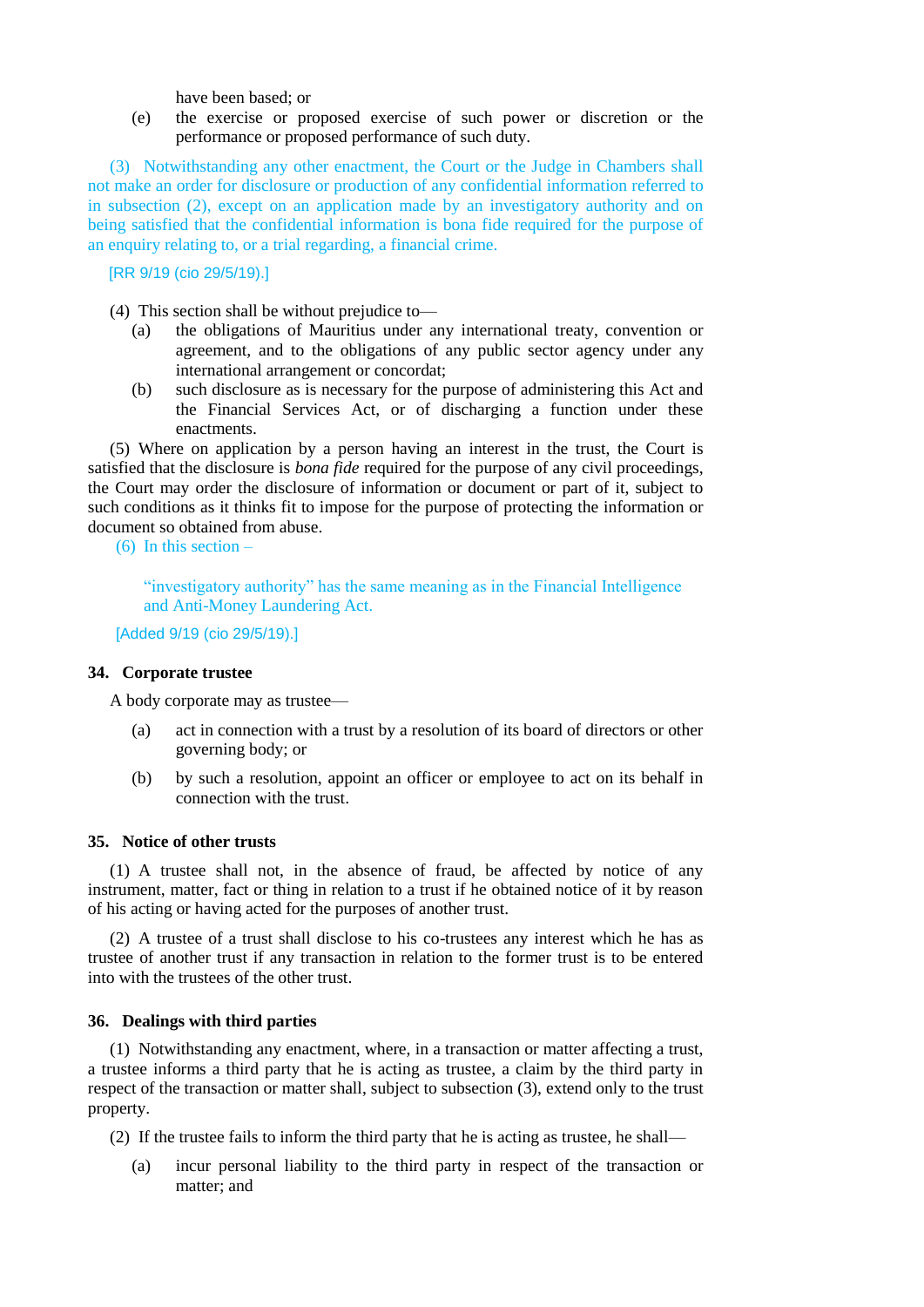have been based; or

(e) the exercise or proposed exercise of such power or discretion or the performance or proposed performance of such duty.

(3) Notwithstanding any other enactment, the Court or the Judge in Chambers shall not make an order for disclosure or production of any confidential information referred to in subsection (2), except on an application made by an investigatory authority and on being satisfied that the confidential information is bona fide required for the purpose of an enquiry relating to, or a trial regarding, a financial crime.

[RR 9/19 (cio 29/5/19).]

(4) This section shall be without prejudice to—

(a) the obligations of Mauritius under any international treaty, convention or agreement, and to the obligations of any public sector agency under any international arrangement or concordat;

(b) such disclosure as is necessary for the purpose of administering this Act and the Financial Services Act, or of discharging a function under these enactments.

(5) Where on application by a person having an interest in the trust, the Court is satisfied that the disclosure is *bona fide* required for the purpose of any civil proceedings, the Court may order the disclosure of information or document or part of it, subject to such conditions as it thinks fit to impose for the purpose of protecting the information or document so obtained from abuse.

(6) In this section –

"investigatory authority" has the same meaning as in the Financial Intelligence and Anti-Money Laundering Act.

[Added 9/19 (cio 29/5/19).]

### 34. Corporate trustee

A body corporate may as trustee—

(a) act in connection with a trust by a resolution of its board of directors or other governing body; or

(b) by such a resolution, appoint an officer or employee to act on its behalf in connection with the trust.

### 35. Notice of other trusts

(1) A trustee shall not, in the absence of fraud, be affected by notice of any instrument, matter, fact or thing in relation to a trust if he obtained notice of it by reason of his acting or having acted for the purposes of another trust.

(2) A trustee of a trust shall disclose to his co-trustees any interest which he has as trustee of another trust if any transaction in relation to the former trust is to be entered into with the trustees of the other trust.

### 36. Dealings with third parties

(1) Notwithstanding any enactment, where, in a transaction or matter affecting a trust, a trustee informs a third party that he is acting as trustee, a claim by the third party in respect of the transaction or matter shall, subject to subsection (3), extend only to the trust property.

(2) If the trustee fails to inform the third party that he is acting as trustee, he shall—

(a) incur personal liability to the third party in respect of the transaction or matter; and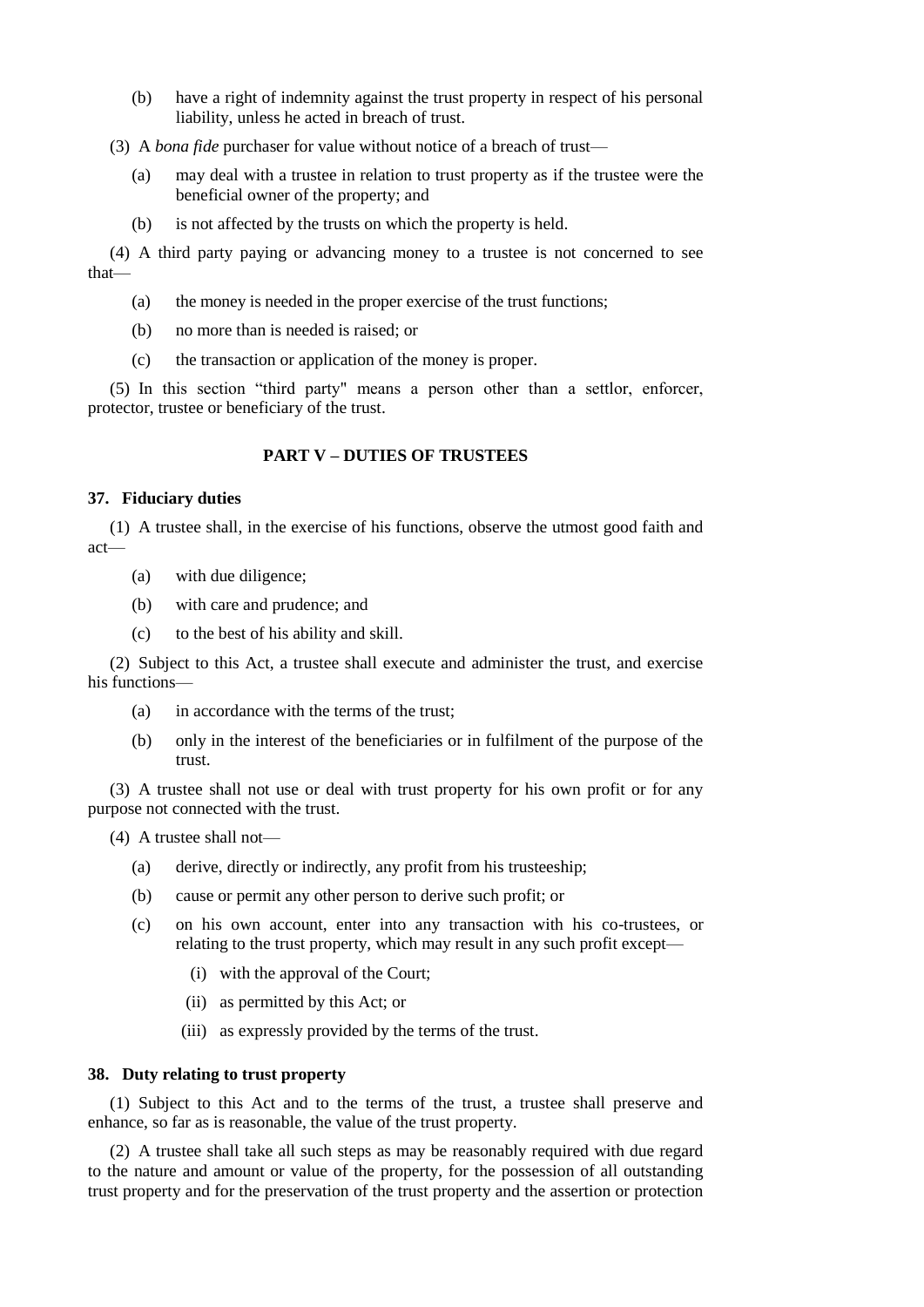(b) have a right of indemnity against the trust property in respect of his personal liability, unless he acted in breach of trust.

(3) A *bona fide* purchaser for value without notice of a breach of trust—

(a) may deal with a trustee in relation to trust property as if the trustee were the beneficial owner of the property; and

(b) is not affected by the trusts on which the property is held.

(4) A third party paying or advancing money to a trustee is not concerned to see that—

(a) the money is needed in the proper exercise of the trust functions;

(b) no more than is needed is raised; or

(c) the transaction or application of the money is proper.

(5) In this section "third party" means a person other than a settlor, enforcer, protector, trustee or beneficiary of the trust.

## PART V – DUTIES OF TRUSTEES

### 37. Fiduciary duties

(1) A trustee shall, in the exercise of his functions, observe the utmost good faith and act—

(a) with due diligence;

(b) with care and prudence; and

(c) to the best of his ability and skill.

(2) Subject to this Act, a trustee shall execute and administer the trust, and exercise his functions—

(a) in accordance with the terms of the trust;

(b) only in the interest of the beneficiaries or in fulfilment of the purpose of the trust.

(3) A trustee shall not use or deal with trust property for his own profit or for any purpose not connected with the trust.

(4) A trustee shall not—

(a) derive, directly or indirectly, any profit from his trusteeship;

(b) cause or permit any other person to derive such profit; or

(c) on his own account, enter into any transaction with his co-trustees, or relating to the trust property, which may result in any such profit except—

(i) with the approval of the Court;

(ii) as permitted by this Act; or

(iii) as expressly provided by the terms of the trust.

### 38. Duty relating to trust property

(1) Subject to this Act and to the terms of the trust, a trustee shall preserve and enhance, so far as is reasonable, the value of the trust property.

(2) A trustee shall take all such steps as may be reasonably required with due regard to the nature and amount or value of the property, for the possession of all outstanding trust property and for the preservation of the trust property and the assertion or protection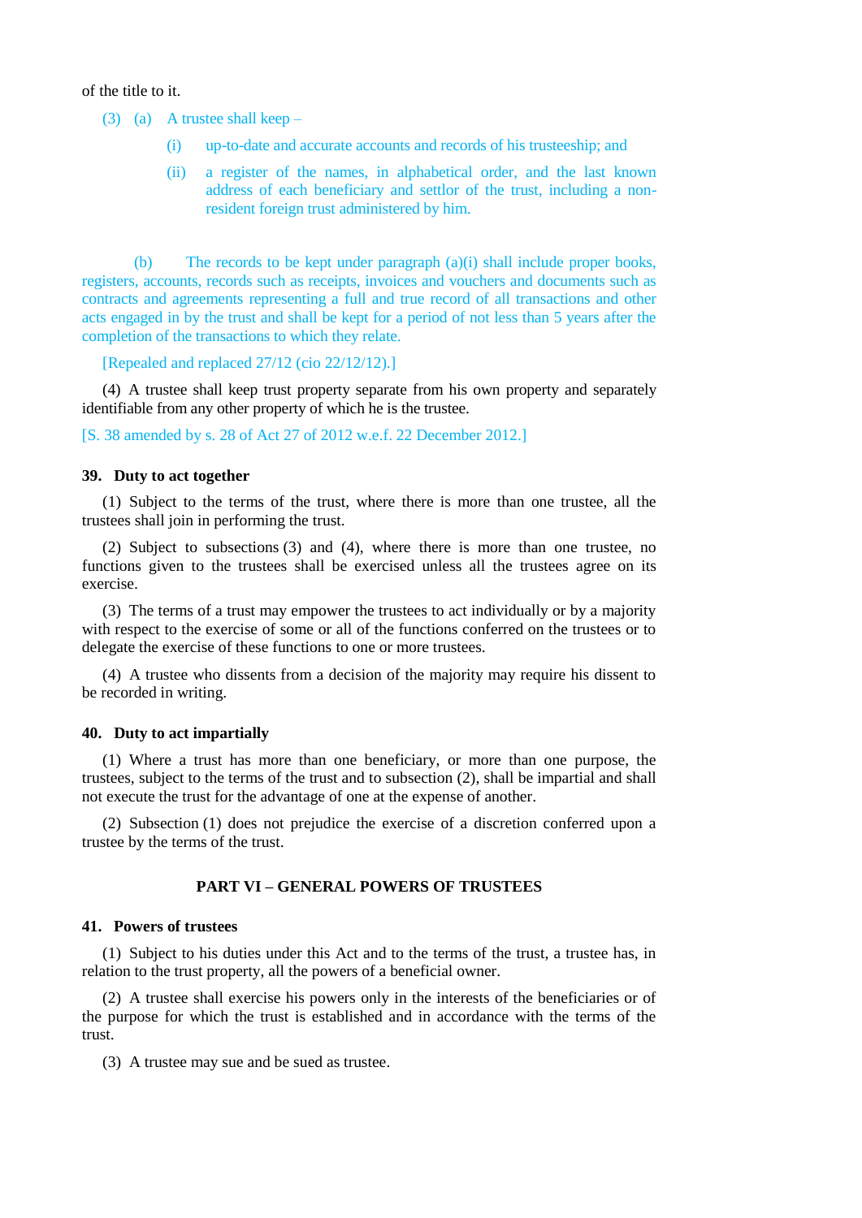of the title to it.

(3) (a) A trustee shall keep –

(i) up-to-date and accurate accounts and records of his trusteeship; and

(ii) a register of the names, in alphabetical order, and the last known address of each beneficiary and settlor of the trust, including a non-resident foreign trust administered by him.

(b) The records to be kept under paragraph (a)(i) shall include proper books, registers, accounts, records such as receipts, invoices and vouchers and documents such as contracts and agreements representing a full and true record of all transactions and other acts engaged in by the trust and shall be kept for a period of not less than 5 years after the completion of the transactions to which they relate.

[Repealed and replaced 27/12 (cio 22/12/12).]

(4) A trustee shall keep trust property separate from his own property and separately identifiable from any other property of which he is the trustee.

[S. 38 amended by s. 28 of Act 27 of 2012 w.e.f. 22 December 2012.]

**39. Duty to act together**

(1) Subject to the terms of the trust, where there is more than one trustee, all the trustees shall join in performing the trust.

(2) Subject to subsections (3) and (4), where there is more than one trustee, no functions given to the trustees shall be exercised unless all the trustees agree on its exercise.

(3) The terms of a trust may empower the trustees to act individually or by a majority with respect to the exercise of some or all of the functions conferred on the trustees or to delegate the exercise of these functions to one or more trustees.

(4) A trustee who dissents from a decision of the majority may require his dissent to be recorded in writing.

**40. Duty to act impartially**

(1) Where a trust has more than one beneficiary, or more than one purpose, the trustees, subject to the terms of the trust and to subsection (2), shall be impartial and shall not execute the trust for the advantage of one at the expense of another.

(2) Subsection (1) does not prejudice the exercise of a discretion conferred upon a trustee by the terms of the trust.

## PART VI – GENERAL POWERS OF TRUSTEES

**41. Powers of trustees**

(1) Subject to his duties under this Act and to the terms of the trust, a trustee has, in relation to the trust property, all the powers of a beneficial owner.

(2) A trustee shall exercise his powers only in the interests of the beneficiaries or of the purpose for which the trust is established and in accordance with the terms of the trust.

(3) A trustee may sue and be sued as trustee.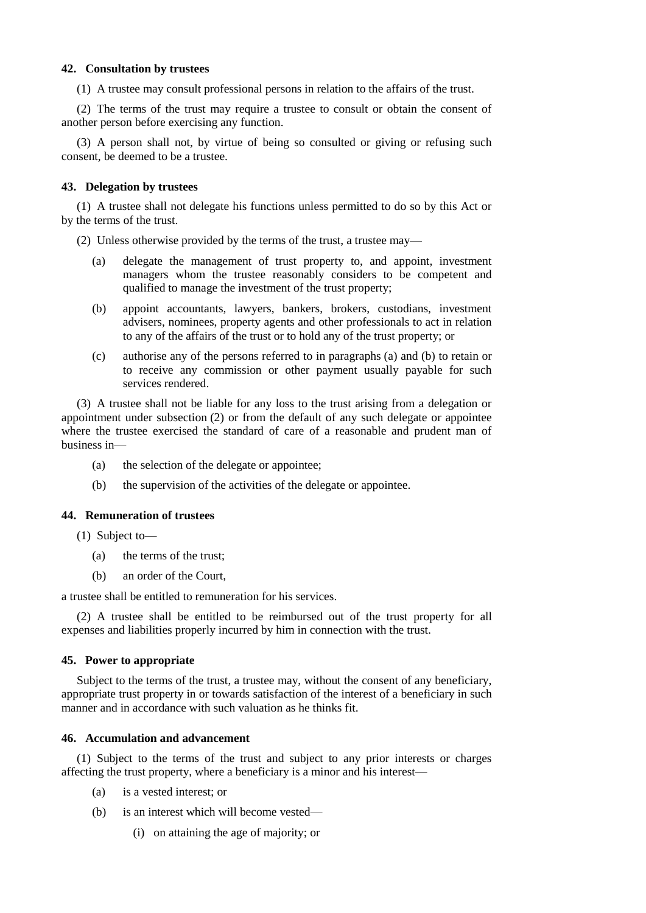### 42. Consultation by trustees

(1) A trustee may consult professional persons in relation to the affairs of the trust.

(2) The terms of the trust may require a trustee to consult or obtain the consent of another person before exercising any function.

(3) A person shall not, by virtue of being so consulted or giving or refusing such consent, be deemed to be a trustee.

### 43. Delegation by trustees

(1) A trustee shall not delegate his functions unless permitted to do so by this Act or by the terms of the trust.

(2) Unless otherwise provided by the terms of the trust, a trustee may—

- (a) delegate the management of trust property to, and appoint, investment managers whom the trustee reasonably considers to be competent and qualified to manage the investment of the trust property;
- (b) appoint accountants, lawyers, bankers, brokers, custodians, investment advisers, nominees, property agents and other professionals to act in relation to any of the affairs of the trust or to hold any of the trust property; or
- (c) authorise any of the persons referred to in paragraphs (a) and (b) to retain or to receive any commission or other payment usually payable for such services rendered.

(3) A trustee shall not be liable for any loss to the trust arising from a delegation or appointment under subsection (2) or from the default of any such delegate or appointee where the trustee exercised the standard of care of a reasonable and prudent man of business in—

- (a) the selection of the delegate or appointee;
- (b) the supervision of the activities of the delegate or appointee.

### 44. Remuneration of trustees

(1) Subject to—

- (a) the terms of the trust;
- (b) an order of the Court,

a trustee shall be entitled to remuneration for his services.

(2) A trustee shall be entitled to be reimbursed out of the trust property for all expenses and liabilities properly incurred by him in connection with the trust.

### 45. Power to appropriate

Subject to the terms of the trust, a trustee may, without the consent of any beneficiary, appropriate trust property in or towards satisfaction of the interest of a beneficiary in such manner and in accordance with such valuation as he thinks fit.

### 46. Accumulation and advancement

(1) Subject to the terms of the trust and subject to any prior interests or charges affecting the trust property, where a beneficiary is a minor and his interest—

- (a) is a vested interest; or
- (b) is an interest which will become vested—
  - (i) on attaining the age of majority; or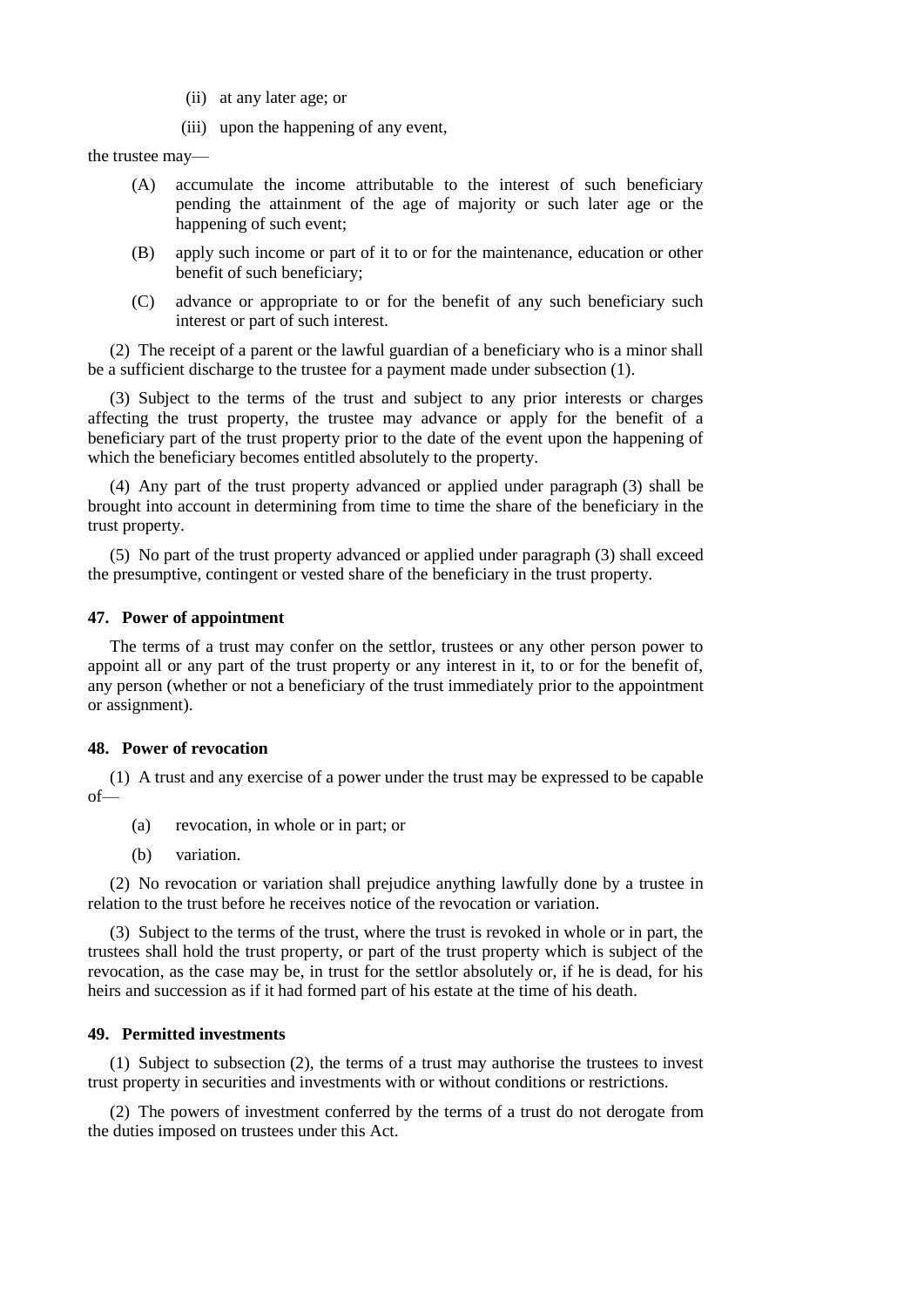(ii) at any later age; or

(iii) upon the happening of any event,

the trustee may—

(A) accumulate the income attributable to the interest of such beneficiary pending the attainment of the age of majority or such later age or the happening of such event;

(B) apply such income or part of it to or for the maintenance, education or other benefit of such beneficiary;

(C) advance or appropriate to or for the benefit of any such beneficiary such interest or part of such interest.

(2) The receipt of a parent or the lawful guardian of a beneficiary who is a minor shall be a sufficient discharge to the trustee for a payment made under subsection (1).

(3) Subject to the terms of the trust and subject to any prior interests or charges affecting the trust property, the trustee may advance or apply for the benefit of a beneficiary part of the trust property prior to the date of the event upon the happening of which the beneficiary becomes entitled absolutely to the property.

(4) Any part of the trust property advanced or applied under paragraph (3) shall be brought into account in determining from time to time the share of the beneficiary in the trust property.

(5) No part of the trust property advanced or applied under paragraph (3) shall exceed the presumptive, contingent or vested share of the beneficiary in the trust property.

**47. Power of appointment**

The terms of a trust may confer on the settlor, trustees or any other person power to appoint all or any part of the trust property or any interest in it, to or for the benefit of, any person (whether or not a beneficiary of the trust immediately prior to the appointment or assignment).

**48. Power of revocation**

(1) A trust and any exercise of a power under the trust may be expressed to be capable of—

(a) revocation, in whole or in part; or

(b) variation.

(2) No revocation or variation shall prejudice anything lawfully done by a trustee in relation to the trust before he receives notice of the revocation or variation.

(3) Subject to the terms of the trust, where the trust is revoked in whole or in part, the trustees shall hold the trust property, or part of the trust property which is subject of the revocation, as the case may be, in trust for the settlor absolutely or, if he is dead, for his heirs and succession as if it had formed part of his estate at the time of his death.

**49. Permitted investments**

(1) Subject to subsection (2), the terms of a trust may authorise the trustees to invest trust property in securities and investments with or without conditions or restrictions.

(2) The powers of investment conferred by the terms of a trust do not derogate from the duties imposed on trustees under this Act.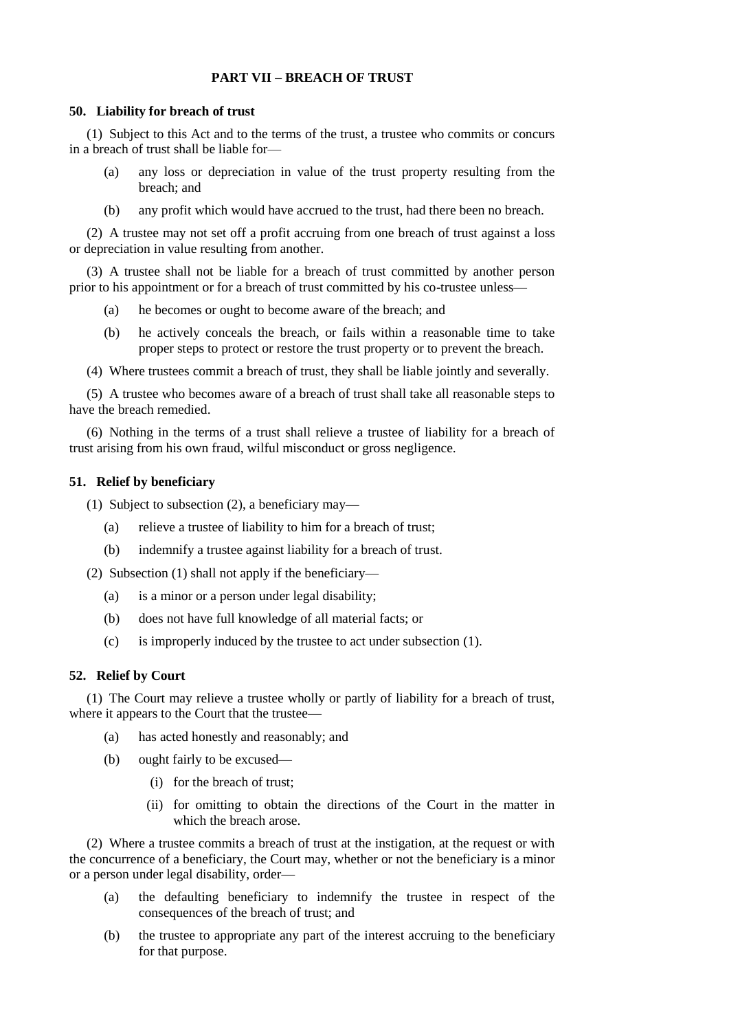## PART VII – BREACH OF TRUST

### 50. Liability for breach of trust

(1) Subject to this Act and to the terms of the trust, a trustee who commits or concurs in a breach of trust shall be liable for—

- (a) any loss or depreciation in value of the trust property resulting from the breach; and
- (b) any profit which would have accrued to the trust, had there been no breach.

(2) A trustee may not set off a profit accruing from one breach of trust against a loss or depreciation in value resulting from another.

(3) A trustee shall not be liable for a breach of trust committed by another person prior to his appointment or for a breach of trust committed by his co-trustee unless—

- (a) he becomes or ought to become aware of the breach; and
- (b) he actively conceals the breach, or fails within a reasonable time to take proper steps to protect or restore the trust property or to prevent the breach.

(4) Where trustees commit a breach of trust, they shall be liable jointly and severally.

(5) A trustee who becomes aware of a breach of trust shall take all reasonable steps to have the breach remedied.

(6) Nothing in the terms of a trust shall relieve a trustee of liability for a breach of trust arising from his own fraud, wilful misconduct or gross negligence.

### 51. Relief by beneficiary

(1) Subject to subsection (2), a beneficiary may—

- (a) relieve a trustee of liability to him for a breach of trust;
- (b) indemnify a trustee against liability for a breach of trust.

(2) Subsection (1) shall not apply if the beneficiary—

- (a) is a minor or a person under legal disability;
- (b) does not have full knowledge of all material facts; or
- (c) is improperly induced by the trustee to act under subsection (1).

### 52. Relief by Court

(1) The Court may relieve a trustee wholly or partly of liability for a breach of trust, where it appears to the Court that the trustee—

- (a) has acted honestly and reasonably; and
- (b) ought fairly to be excused—
  - (i) for the breach of trust;
  - (ii) for omitting to obtain the directions of the Court in the matter in which the breach arose.

(2) Where a trustee commits a breach of trust at the instigation, at the request or with the concurrence of a beneficiary, the Court may, whether or not the beneficiary is a minor or a person under legal disability, order—

- (a) the defaulting beneficiary to indemnify the trustee in respect of the consequences of the breach of trust; and
- (b) the trustee to appropriate any part of the interest accruing to the beneficiary for that purpose.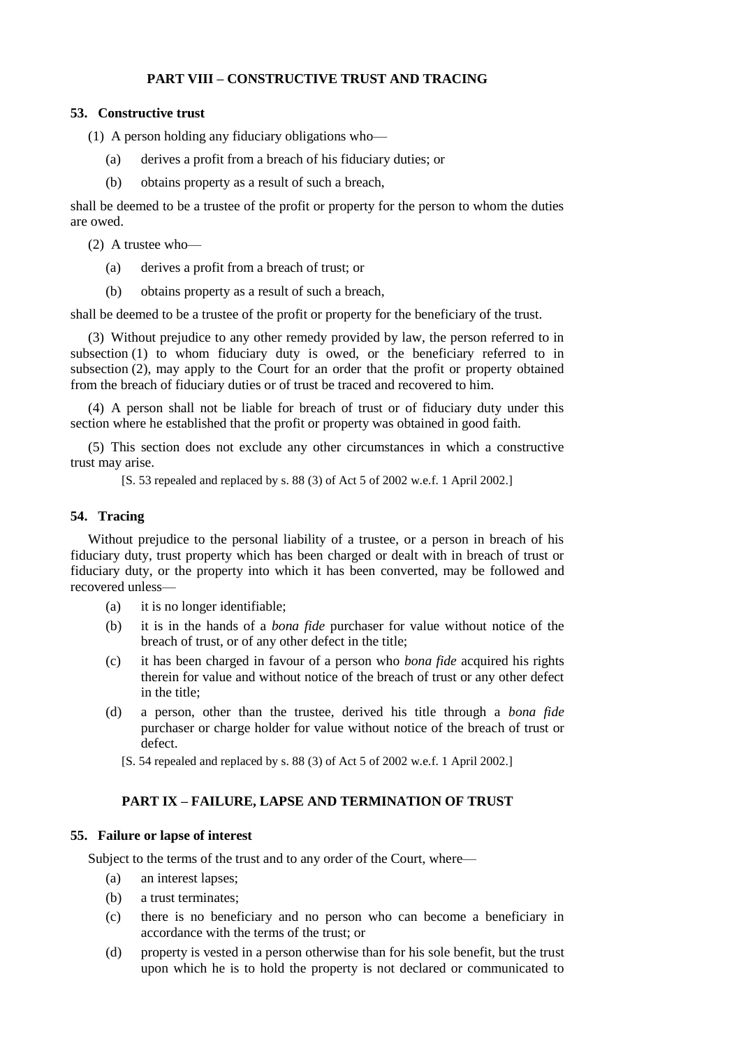## PART VIII – CONSTRUCTIVE TRUST AND TRACING

### 53. Constructive trust

(1) A person holding any fiduciary obligations who—

(a) derives a profit from a breach of his fiduciary duties; or

(b) obtains property as a result of such a breach,

shall be deemed to be a trustee of the profit or property for the person to whom the duties are owed.

(2) A trustee who—

(a) derives a profit from a breach of trust; or

(b) obtains property as a result of such a breach,

shall be deemed to be a trustee of the profit or property for the beneficiary of the trust.

(3) Without prejudice to any other remedy provided by law, the person referred to in subsection (1) to whom fiduciary duty is owed, or the beneficiary referred to in subsection (2), may apply to the Court for an order that the profit or property obtained from the breach of fiduciary duties or of trust be traced and recovered to him.

(4) A person shall not be liable for breach of trust or of fiduciary duty under this section where he established that the profit or property was obtained in good faith.

(5) This section does not exclude any other circumstances in which a constructive trust may arise.

[S. 53 repealed and replaced by s. 88 (3) of Act 5 of 2002 w.e.f. 1 April 2002.]

### 54. Tracing

Without prejudice to the personal liability of a trustee, or a person in breach of his fiduciary duty, trust property which has been charged or dealt with in breach of trust or fiduciary duty, or the property into which it has been converted, may be followed and recovered unless—

(a) it is no longer identifiable;

(b) it is in the hands of a *bona fide* purchaser for value without notice of the breach of trust, or of any other defect in the title;

(c) it has been charged in favour of a person who *bona fide* acquired his rights therein for value and without notice of the breach of trust or any other defect in the title;

(d) a person, other than the trustee, derived his title through a *bona fide* purchaser or charge holder for value without notice of the breach of trust or defect.

[S. 54 repealed and replaced by s. 88 (3) of Act 5 of 2002 w.e.f. 1 April 2002.]

## PART IX – FAILURE, LAPSE AND TERMINATION OF TRUST

### 55. Failure or lapse of interest

Subject to the terms of the trust and to any order of the Court, where—

(a) an interest lapses;

(b) a trust terminates;

(c) there is no beneficiary and no person who can become a beneficiary in accordance with the terms of the trust; or

(d) property is vested in a person otherwise than for his sole benefit, but the trust upon which he is to hold the property is not declared or communicated to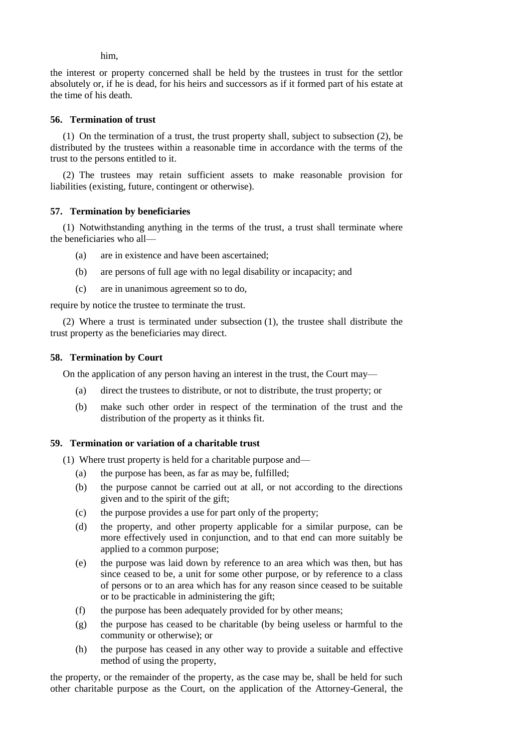him,

the interest or property concerned shall be held by the trustees in trust for the settlor absolutely or, if he is dead, for his heirs and successors as if it formed part of his estate at the time of his death.

### 56. Termination of trust

(1) On the termination of a trust, the trust property shall, subject to subsection (2), be distributed by the trustees within a reasonable time in accordance with the terms of the trust to the persons entitled to it.

(2) The trustees may retain sufficient assets to make reasonable provision for liabilities (existing, future, contingent or otherwise).

### 57. Termination by beneficiaries

(1) Notwithstanding anything in the terms of the trust, a trust shall terminate where the beneficiaries who all—

- (a) are in existence and have been ascertained;
- (b) are persons of full age with no legal disability or incapacity; and
- (c) are in unanimous agreement so to do,

require by notice the trustee to terminate the trust.

(2) Where a trust is terminated under subsection (1), the trustee shall distribute the trust property as the beneficiaries may direct.

### 58. Termination by Court

On the application of any person having an interest in the trust, the Court may—

- (a) direct the trustees to distribute, or not to distribute, the trust property; or
- (b) make such other order in respect of the termination of the trust and the distribution of the property as it thinks fit.

### 59. Termination or variation of a charitable trust

(1) Where trust property is held for a charitable purpose and—

- (a) the purpose has been, as far as may be, fulfilled;
- (b) the purpose cannot be carried out at all, or not according to the directions given and to the spirit of the gift;
- (c) the purpose provides a use for part only of the property;
- (d) the property, and other property applicable for a similar purpose, can be more effectively used in conjunction, and to that end can more suitably be applied to a common purpose;
- (e) the purpose was laid down by reference to an area which was then, but has since ceased to be, a unit for some other purpose, or by reference to a class of persons or to an area which has for any reason since ceased to be suitable or to be practicable in administering the gift;
- (f) the purpose has been adequately provided for by other means;
- (g) the purpose has ceased to be charitable (by being useless or harmful to the community or otherwise); or
- (h) the purpose has ceased in any other way to provide a suitable and effective method of using the property,

the property, or the remainder of the property, as the case may be, shall be held for such other charitable purpose as the Court, on the application of the Attorney-General, the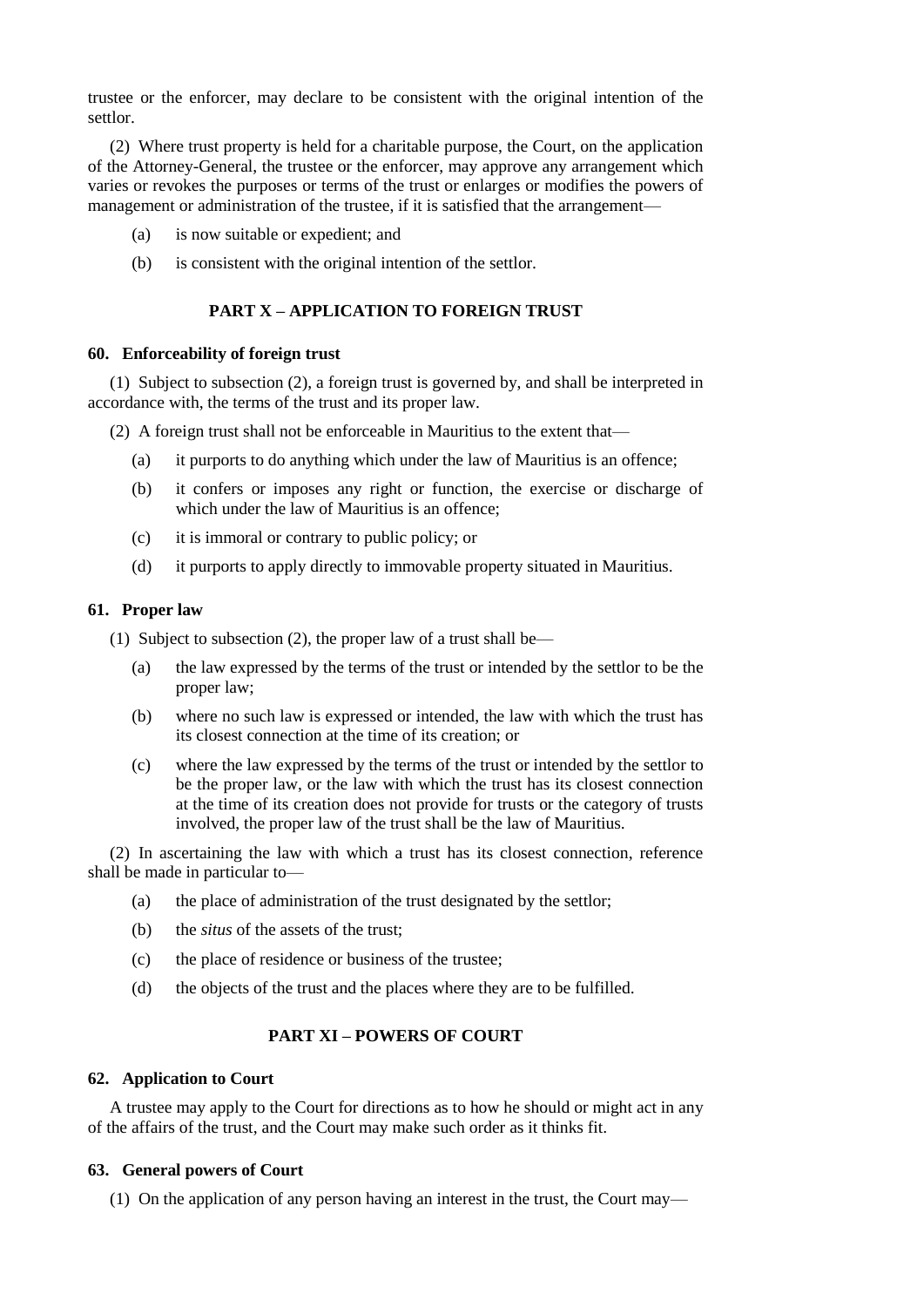trustee or the enforcer, may declare to be consistent with the original intention of the settlor.

(2) Where trust property is held for a charitable purpose, the Court, on the application of the Attorney-General, the trustee or the enforcer, may approve any arrangement which varies or revokes the purposes or terms of the trust or enlarges or modifies the powers of management or administration of the trustee, if it is satisfied that the arrangement—

(a) is now suitable or expedient; and

(b) is consistent with the original intention of the settlor.

## PART X – APPLICATION TO FOREIGN TRUST

### 60. Enforceability of foreign trust

(1) Subject to subsection (2), a foreign trust is governed by, and shall be interpreted in accordance with, the terms of the trust and its proper law.

(2) A foreign trust shall not be enforceable in Mauritius to the extent that—

(a) it purports to do anything which under the law of Mauritius is an offence;

(b) it confers or imposes any right or function, the exercise or discharge of which under the law of Mauritius is an offence;

(c) it is immoral or contrary to public policy; or

(d) it purports to apply directly to immovable property situated in Mauritius.

### 61. Proper law

(1) Subject to subsection (2), the proper law of a trust shall be—

(a) the law expressed by the terms of the trust or intended by the settlor to be the proper law;

(b) where no such law is expressed or intended, the law with which the trust has its closest connection at the time of its creation; or

(c) where the law expressed by the terms of the trust or intended by the settlor to be the proper law, or the law with which the trust has its closest connection at the time of its creation does not provide for trusts or the category of trusts involved, the proper law of the trust shall be the law of Mauritius.

(2) In ascertaining the law with which a trust has its closest connection, reference shall be made in particular to—

(a) the place of administration of the trust designated by the settlor;

(b) the *situs* of the assets of the trust;

(c) the place of residence or business of the trustee;

(d) the objects of the trust and the places where they are to be fulfilled.

## PART XI – POWERS OF COURT

### 62. Application to Court

A trustee may apply to the Court for directions as to how he should or might act in any of the affairs of the trust, and the Court may make such order as it thinks fit.

### 63. General powers of Court

(1) On the application of any person having an interest in the trust, the Court may—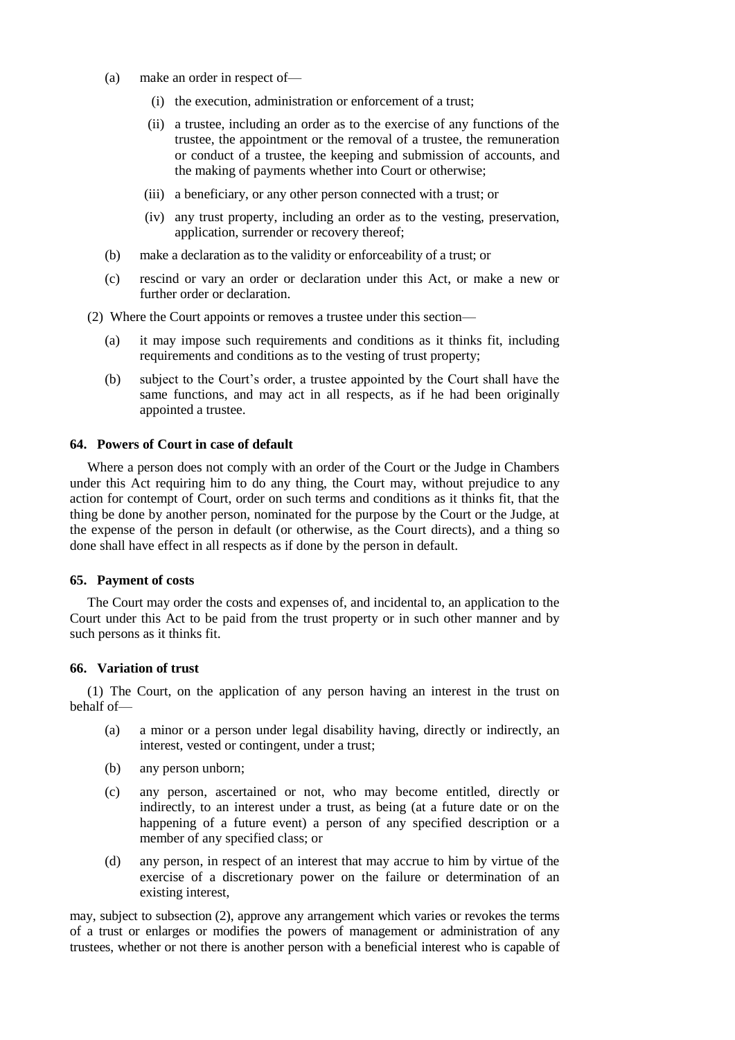(a) make an order in respect of—

   (i) the execution, administration or enforcement of a trust;

   (ii) a trustee, including an order as to the exercise of any functions of the trustee, the appointment or the removal of a trustee, the remuneration or conduct of a trustee, the keeping and submission of accounts, and the making of payments whether into Court or otherwise;

   (iii) a beneficiary, or any other person connected with a trust; or

   (iv) any trust property, including an order as to the vesting, preservation, application, surrender or recovery thereof;

(b) make a declaration as to the validity or enforceability of a trust; or

(c) rescind or vary an order or declaration under this Act, or make a new or further order or declaration.

(2) Where the Court appoints or removes a trustee under this section—

(a) it may impose such requirements and conditions as it thinks fit, including requirements and conditions as to the vesting of trust property;

(b) subject to the Court's order, a trustee appointed by the Court shall have the same functions, and may act in all respects, as if he had been originally appointed a trustee.

**64. Powers of Court in case of default**

Where a person does not comply with an order of the Court or the Judge in Chambers under this Act requiring him to do any thing, the Court may, without prejudice to any action for contempt of Court, order on such terms and conditions as it thinks fit, that the thing be done by another person, nominated for the purpose by the Court or the Judge, at the expense of the person in default (or otherwise, as the Court directs), and a thing so done shall have effect in all respects as if done by the person in default.

**65. Payment of costs**

The Court may order the costs and expenses of, and incidental to, an application to the Court under this Act to be paid from the trust property or in such other manner and by such persons as it thinks fit.

**66. Variation of trust**

(1) The Court, on the application of any person having an interest in the trust on behalf of—

(a) a minor or a person under legal disability having, directly or indirectly, an interest, vested or contingent, under a trust;

(b) any person unborn;

(c) any person, ascertained or not, who may become entitled, directly or indirectly, to an interest under a trust, as being (at a future date or on the happening of a future event) a person of any specified description or a member of any specified class; or

(d) any person, in respect of an interest that may accrue to him by virtue of the exercise of a discretionary power on the failure or determination of an existing interest,

may, subject to subsection (2), approve any arrangement which varies or revokes the terms of a trust or enlarges or modifies the powers of management or administration of any trustees, whether or not there is another person with a beneficial interest who is capable of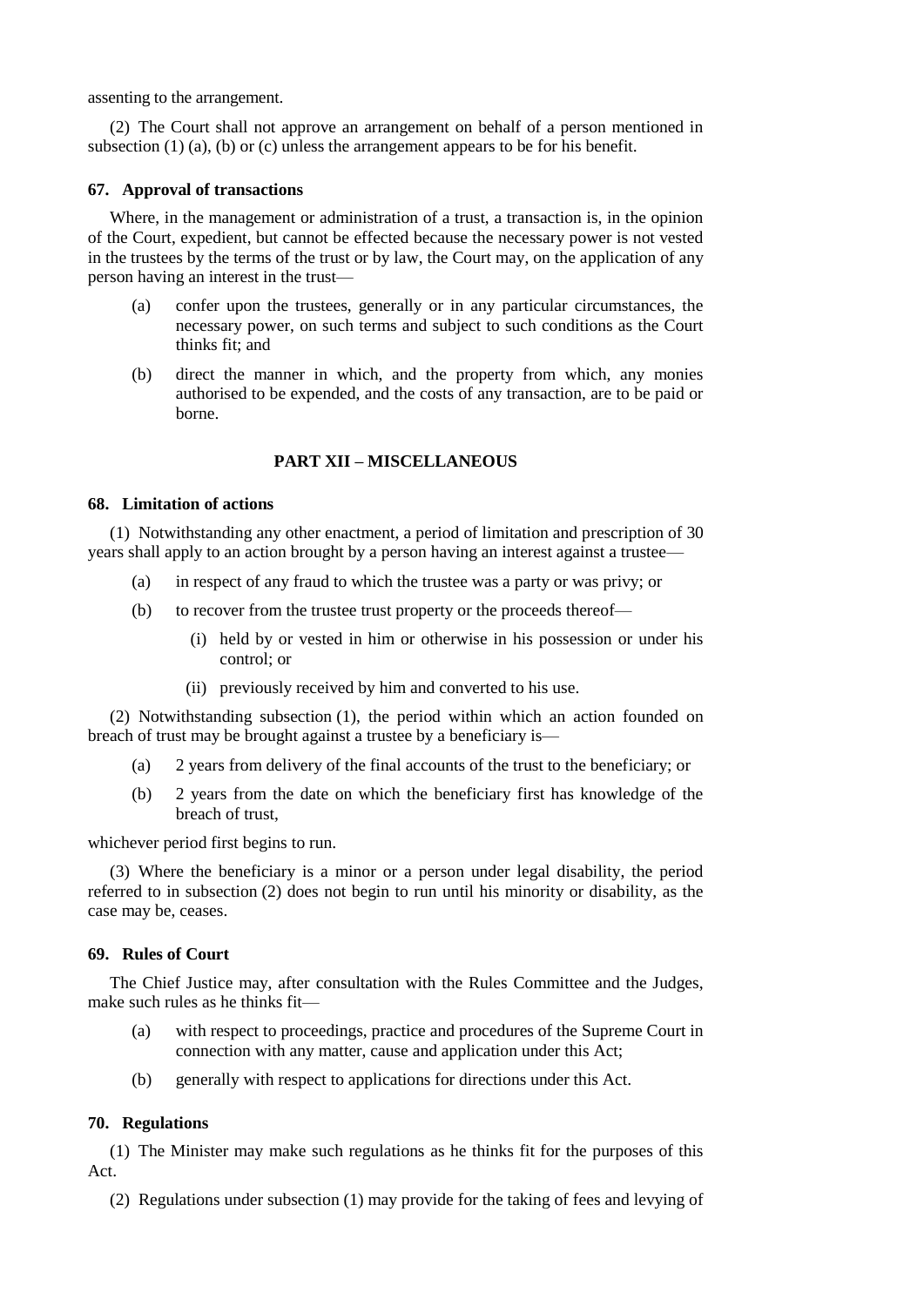assenting to the arrangement.

(2) The Court shall not approve an arrangement on behalf of a person mentioned in subsection (1) (a), (b) or (c) unless the arrangement appears to be for his benefit.

### 67. Approval of transactions

Where, in the management or administration of a trust, a transaction is, in the opinion of the Court, expedient, but cannot be effected because the necessary power is not vested in the trustees by the terms of the trust or by law, the Court may, on the application of any person having an interest in the trust—

(a) confer upon the trustees, generally or in any particular circumstances, the necessary power, on such terms and subject to such conditions as the Court thinks fit; and

(b) direct the manner in which, and the property from which, any monies authorised to be expended, and the costs of any transaction, are to be paid or borne.

## PART XII – MISCELLANEOUS

### 68. Limitation of actions

(1) Notwithstanding any other enactment, a period of limitation and prescription of 30 years shall apply to an action brought by a person having an interest against a trustee—

(a) in respect of any fraud to which the trustee was a party or was privy; or

(b) to recover from the trustee trust property or the proceeds thereof—

(i) held by or vested in him or otherwise in his possession or under his control; or

(ii) previously received by him and converted to his use.

(2) Notwithstanding subsection (1), the period within which an action founded on breach of trust may be brought against a trustee by a beneficiary is—

(a) 2 years from delivery of the final accounts of the trust to the beneficiary; or

(b) 2 years from the date on which the beneficiary first has knowledge of the breach of trust,

whichever period first begins to run.

(3) Where the beneficiary is a minor or a person under legal disability, the period referred to in subsection (2) does not begin to run until his minority or disability, as the case may be, ceases.

### 69. Rules of Court

The Chief Justice may, after consultation with the Rules Committee and the Judges, make such rules as he thinks fit—

(a) with respect to proceedings, practice and procedures of the Supreme Court in connection with any matter, cause and application under this Act;

(b) generally with respect to applications for directions under this Act.

### 70. Regulations

(1) The Minister may make such regulations as he thinks fit for the purposes of this Act.

(2) Regulations under subsection (1) may provide for the taking of fees and levying of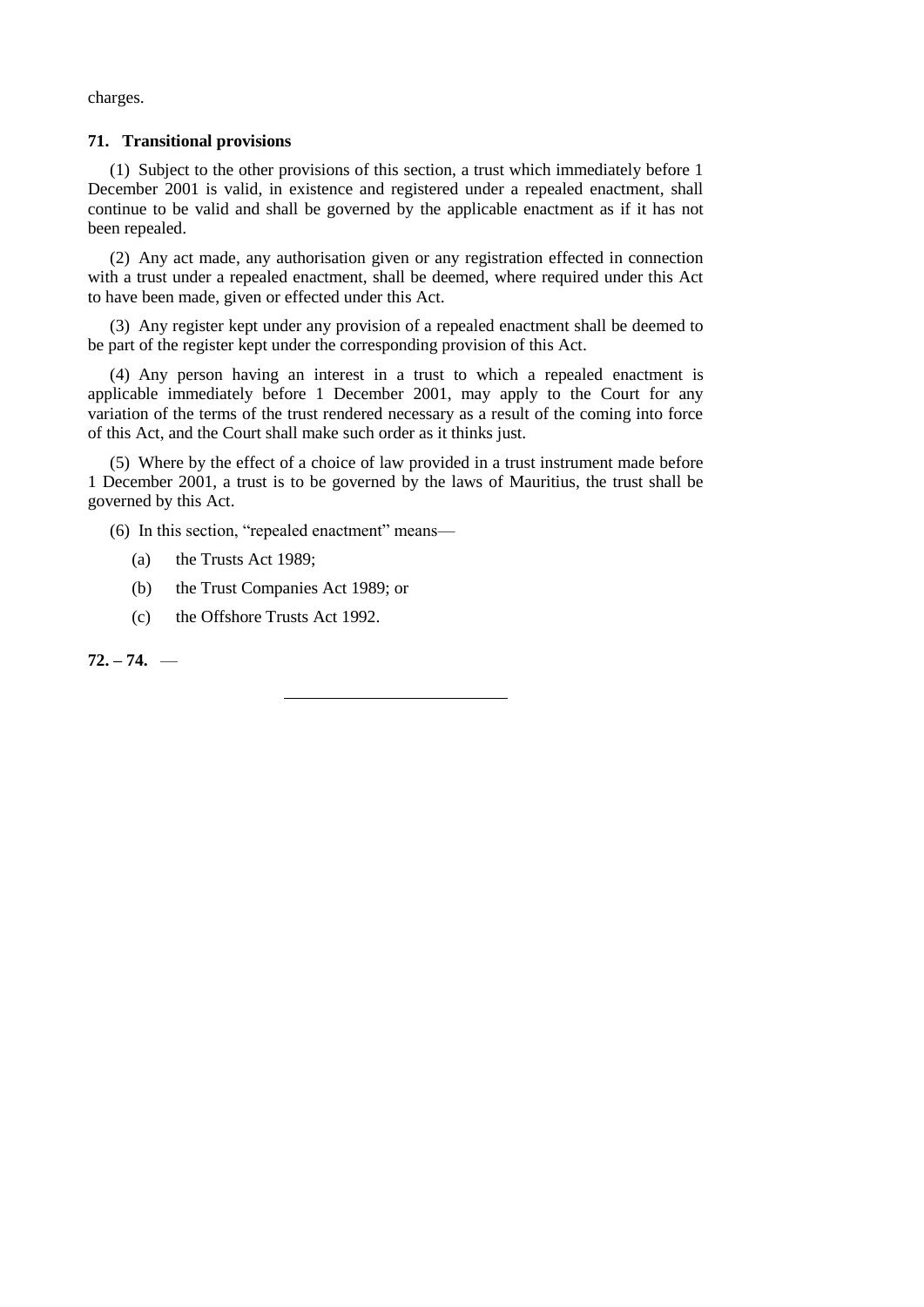charges.

**71. Transitional provisions**

(1) Subject to the other provisions of this section, a trust which immediately before 1 December 2001 is valid, in existence and registered under a repealed enactment, shall continue to be valid and shall be governed by the applicable enactment as if it has not been repealed.

(2) Any act made, any authorisation given or any registration effected in connection with a trust under a repealed enactment, shall be deemed, where required under this Act to have been made, given or effected under this Act.

(3) Any register kept under any provision of a repealed enactment shall be deemed to be part of the register kept under the corresponding provision of this Act.

(4) Any person having an interest in a trust to which a repealed enactment is applicable immediately before 1 December 2001, may apply to the Court for any variation of the terms of the trust rendered necessary as a result of the coming into force of this Act, and the Court shall make such order as it thinks just.

(5) Where by the effect of a choice of law provided in a trust instrument made before 1 December 2001, a trust is to be governed by the laws of Mauritius, the trust shall be governed by this Act.

(6) In this section, "repealed enactment" means—

(a) the Trusts Act 1989;

(b) the Trust Companies Act 1989; or

(c) the Offshore Trusts Act 1992.

**72. – 74.** —

---